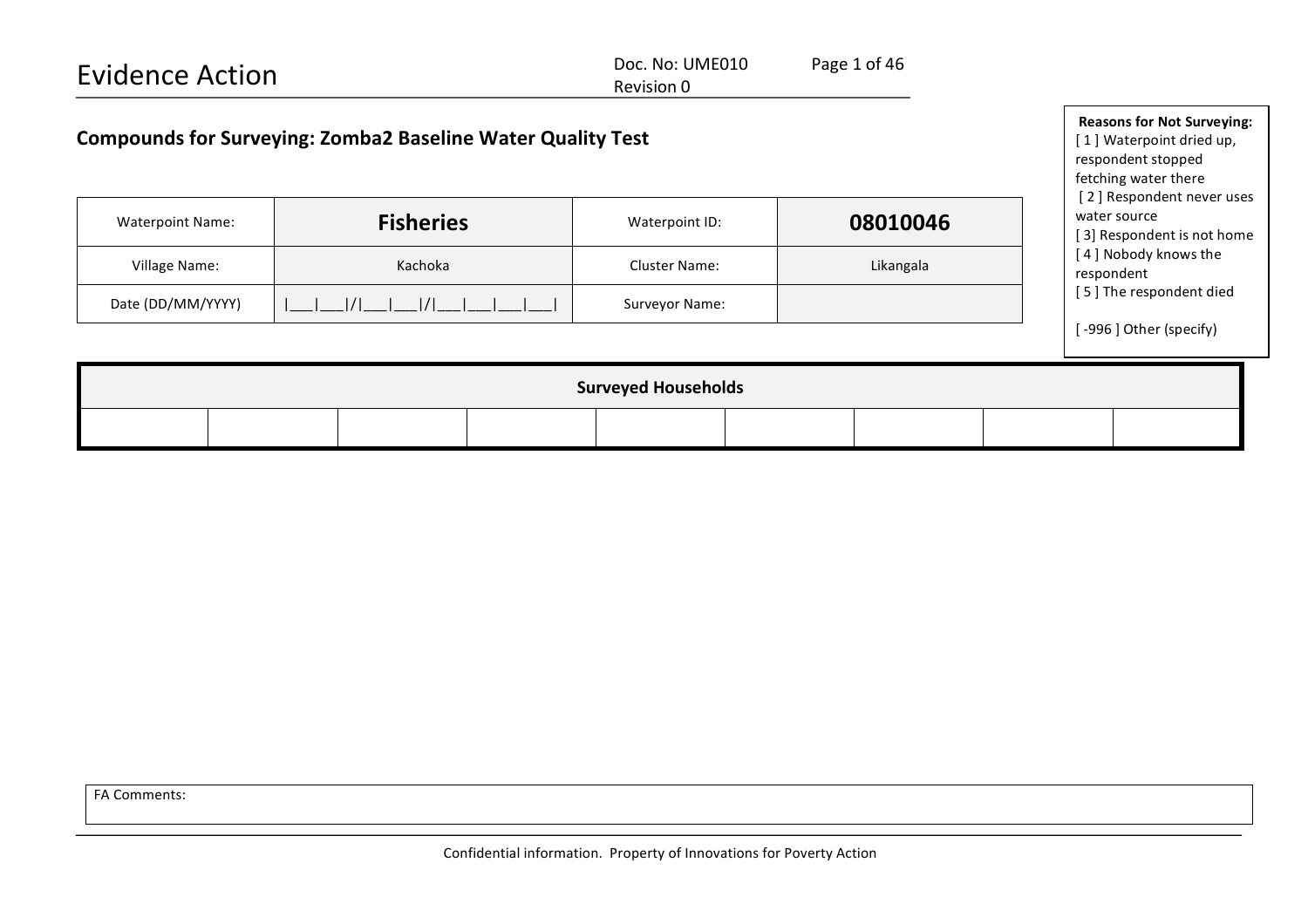# Evidence Action

Doc. No: UME010
Revision 0

## Compounds for Surveying: Zomba2 Baseline Water Quality Test

| Waterpoint Name: | **Fisheries** | Waterpoint ID: | **08010046** |
|---|---|---|---|
| Village Name: | Kachoka | Cluster Name: | Likangala |
| Date (DD/MM/YYYY) | \|___\|___\|/\|___\|___\|/\|___\|___\|___\|___\| | Surveyor Name: | |

**Reasons for Not Surveying:**
[ 1 ] Waterpoint dried up, respondent stopped fetching water there
[ 2 ] Respondent never uses water source
[ 3] Respondent is not home
[ 4 ] Nobody knows the respondent
[ 5 ] The respondent died

[ -996 ] Other (specify)

| **Surveyed Households** | | | | | | | | |
|---|---|---|---|---|---|---|---|---|
| | | | | | | | | |

FA Comments:

Confidential information. Property of Innovations for Poverty Action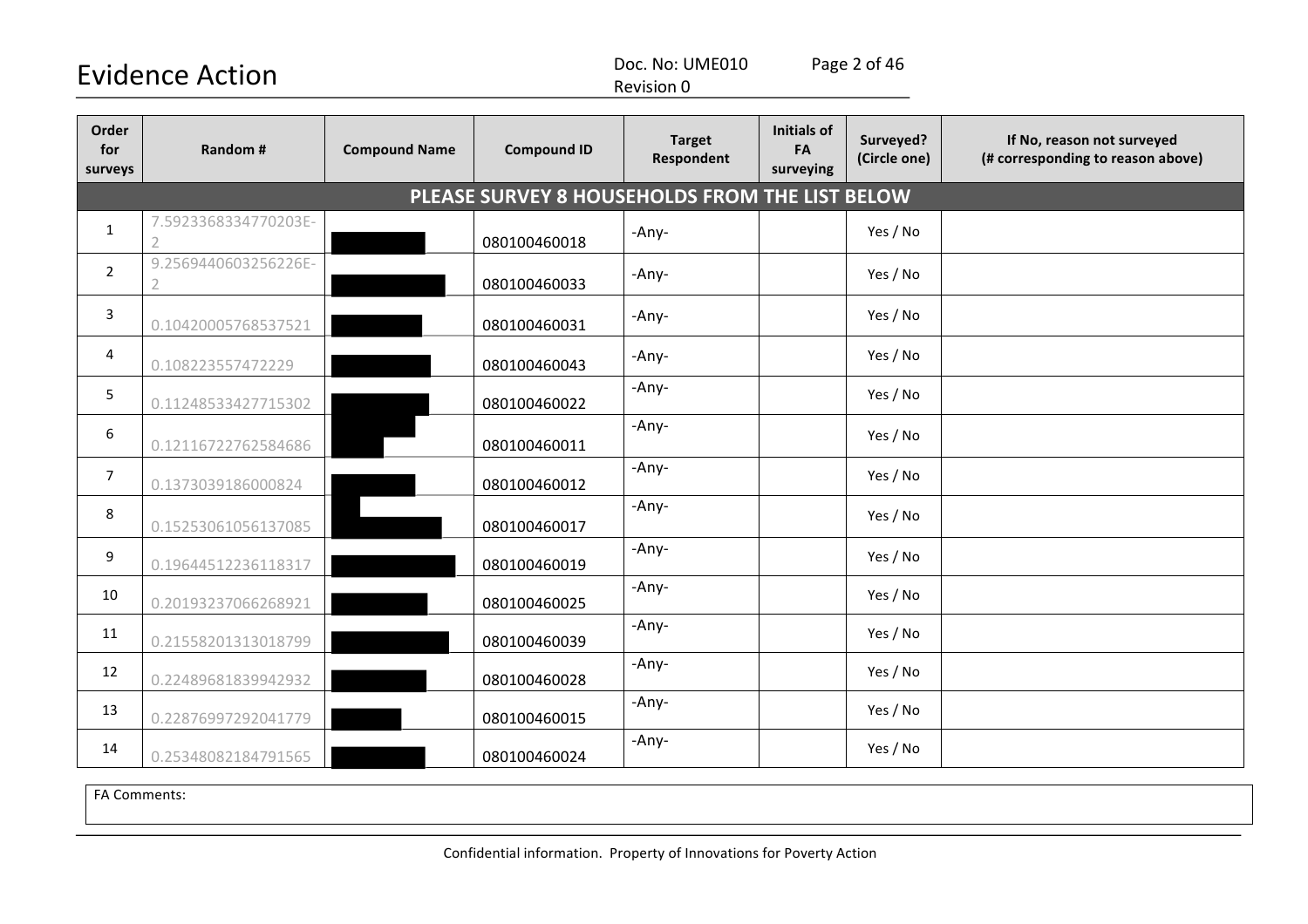| Order for surveys | Random # | Compound Name | Compound ID | Target Respondent | Initials of FA surveying | Surveyed? (Circle one) | If No, reason not surveyed (# corresponding to reason above) |
|---|---|---|---|---|---|---|---|
| **PLEASE SURVEY 8 HOUSEHOLDS FROM THE LIST BELOW** | | | | | | | |
| 1 | 7.5923368334770203E-2 | | 080100460018 | -Any- | | Yes / No | |
| 2 | 9.2569440603256226E-2 | | 080100460033 | -Any- | | Yes / No | |
| 3 | 0.10420005768537521 | | 080100460031 | -Any- | | Yes / No | |
| 4 | 0.108223557472229 | | 080100460043 | -Any- | | Yes / No | |
| 5 | 0.11248533427715302 | | 080100460022 | -Any- | | Yes / No | |
| 6 | 0.12116722762584686 | | 080100460011 | -Any- | | Yes / No | |
| 7 | 0.1373039186000824 | | 080100460012 | -Any- | | Yes / No | |
| 8 | 0.15253061056137085 | | 080100460017 | -Any- | | Yes / No | |
| 9 | 0.19644512236118317 | | 080100460019 | -Any- | | Yes / No | |
| 10 | 0.20193237066268921 | | 080100460025 | -Any- | | Yes / No | |
| 11 | 0.21558201313018799 | | 080100460039 | -Any- | | Yes / No | |
| 12 | 0.22489681839942932 | | 080100460028 | -Any- | | Yes / No | |
| 13 | 0.22876997292041779 | | 080100460015 | -Any- | | Yes / No | |
| 14 | 0.25348082184791565 | | 080100460024 | -Any- | | Yes / No | |

FA Comments: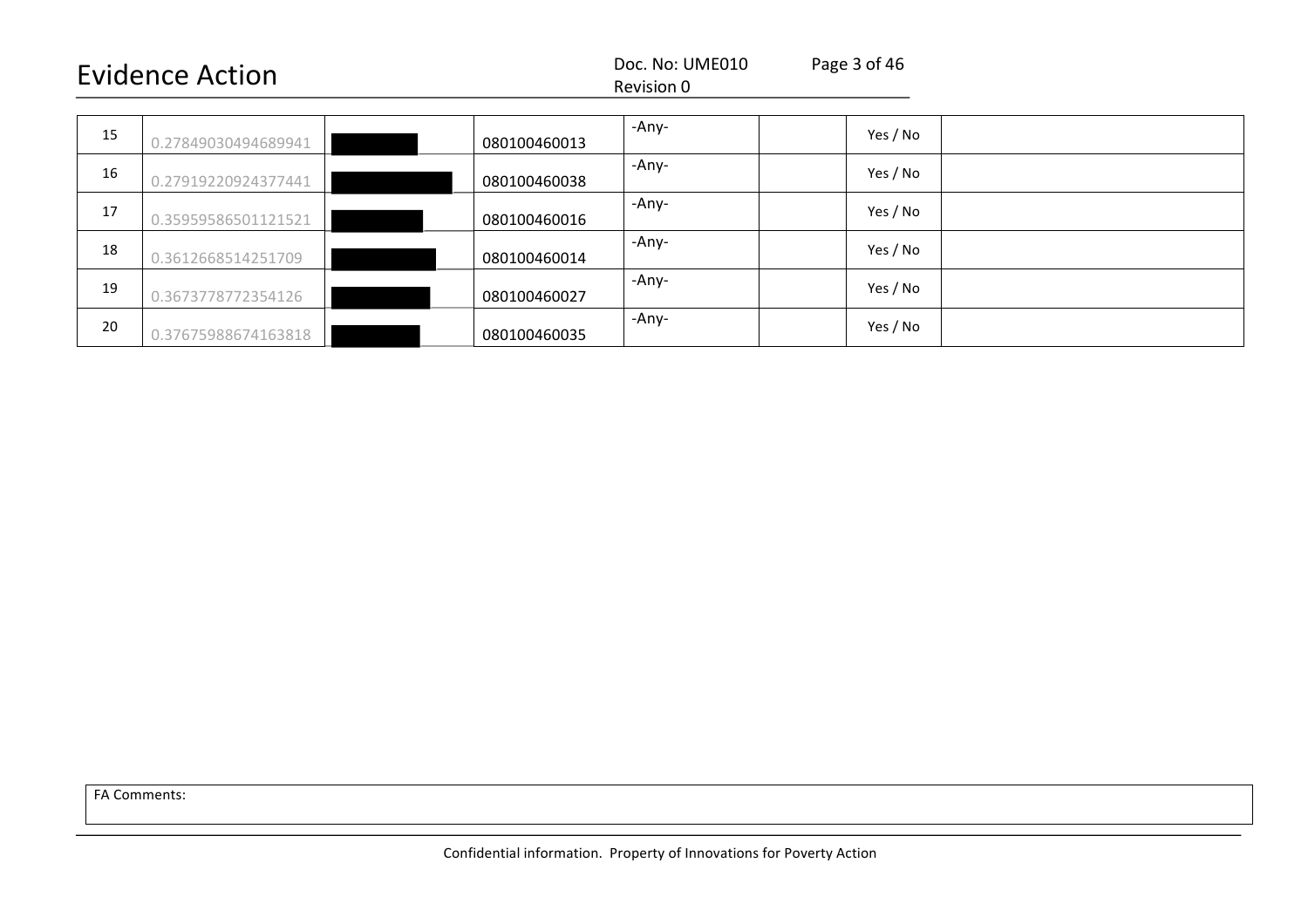| | | | | | | | |
|---|---|---|---|---|---|---|---|
| 15 | 0.27849030494689941 | ██████ | 080100460013 | -Any- | | Yes / No | |
| 16 | 0.27919220924377441 | ██████ | 080100460038 | -Any- | | Yes / No | |
| 17 | 0.35959586501121521 | ██████ | 080100460016 | -Any- | | Yes / No | |
| 18 | 0.3612668514251709 | ██████ | 080100460014 | -Any- | | Yes / No | |
| 19 | 0.3673778772354126 | ██████ | 080100460027 | -Any- | | Yes / No | |
| 20 | 0.37675988674163818 | ██████ | 080100460035 | -Any- | | Yes / No | |

FA Comments:

Confidential information. Property of Innovations for Poverty Action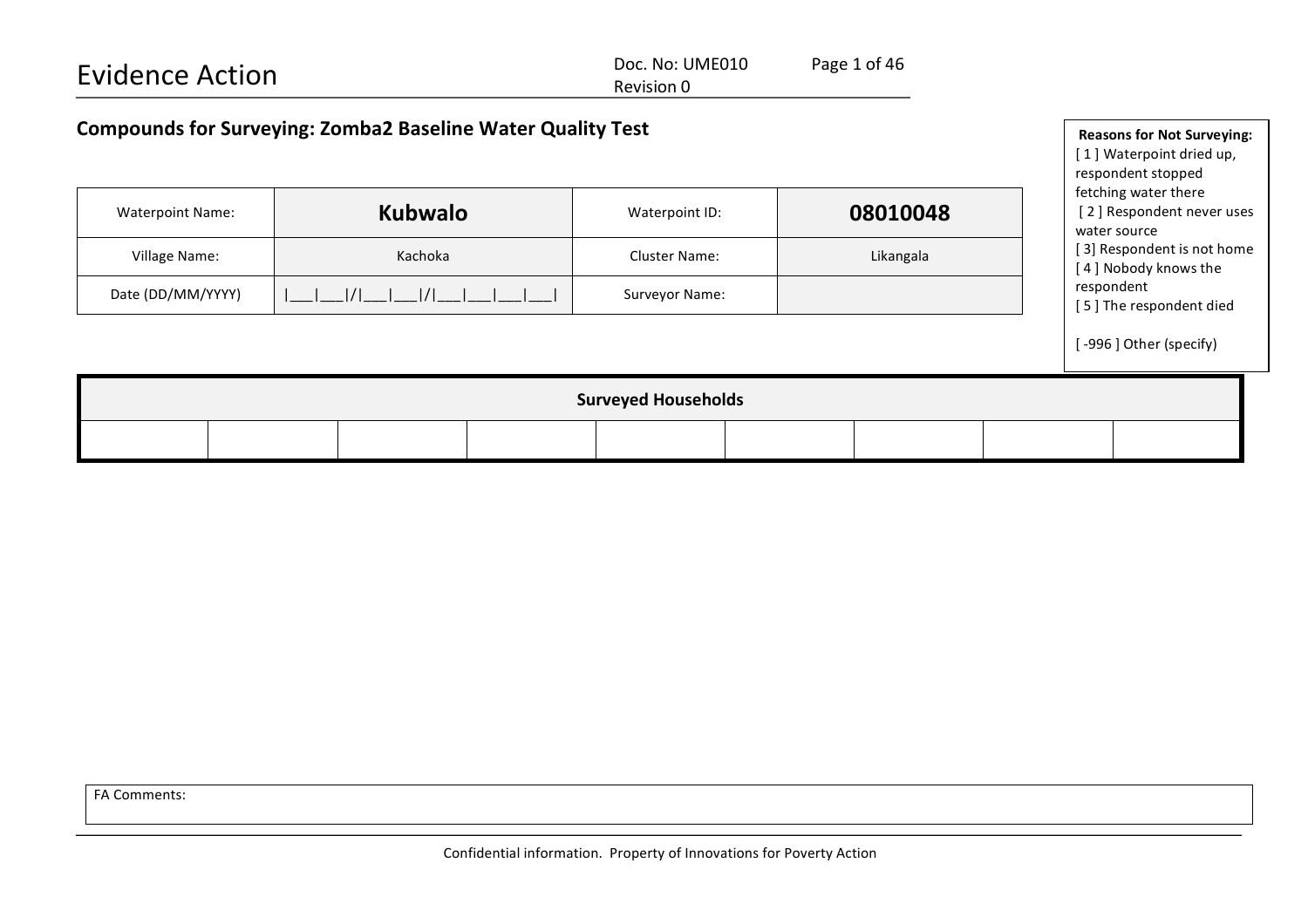## Compounds for Surveying: Zomba2 Baseline Water Quality Test

| Waterpoint Name: | **Kubwalo** | Waterpoint ID: | **08010048** |
|---|---|---|---|
| Village Name: | Kachoka | Cluster Name: | Likangala |
| Date (DD/MM/YYYY) | \|___\|___\|/\|___\|___\|/\|___\|___\|___\|___\| | Surveyor Name: | |

**Reasons for Not Surveying:**
[ 1 ] Waterpoint dried up, respondent stopped fetching water there
[ 2 ] Respondent never uses water source
[ 3] Respondent is not home
[ 4 ] Nobody knows the respondent
[ 5 ] The respondent died

[ -996 ] Other (specify)

| Surveyed Households | | | | | | | | |
|---|---|---|---|---|---|---|---|---|
| | | | | | | | | |

FA Comments:

Confidential information. Property of Innovations for Poverty Action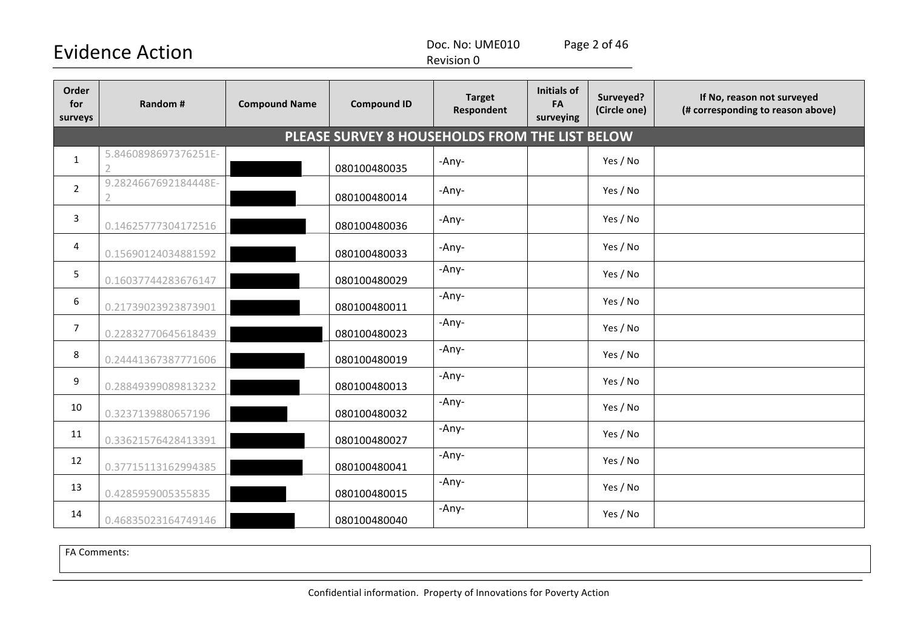| Order for surveys | Random # | Compound Name | Compound ID | Target Respondent | Initials of FA surveying | Surveyed? (Circle one) | If No, reason not surveyed (# corresponding to reason above) |
|---|---|---|---|---|---|---|---|
| **PLEASE SURVEY 8 HOUSEHOLDS FROM THE LIST BELOW** | | | | | | | |
| 1 | 5.8460898697376251E-2 | | 080100480035 | -Any- | | Yes / No | |
| 2 | 9.2824667692184448E-2 | | 080100480014 | -Any- | | Yes / No | |
| 3 | 0.14625777304172516 | | 080100480036 | -Any- | | Yes / No | |
| 4 | 0.15690124034881592 | | 080100480033 | -Any- | | Yes / No | |
| 5 | 0.16037744283676147 | | 080100480029 | -Any- | | Yes / No | |
| 6 | 0.21739023923873901 | | 080100480011 | -Any- | | Yes / No | |
| 7 | 0.22832770645618439 | | 080100480023 | -Any- | | Yes / No | |
| 8 | 0.24441367387771606 | | 080100480019 | -Any- | | Yes / No | |
| 9 | 0.28849399089813232 | | 080100480013 | -Any- | | Yes / No | |
| 10 | 0.3237139880657196 | | 080100480032 | -Any- | | Yes / No | |
| 11 | 0.33621576428413391 | | 080100480027 | -Any- | | Yes / No | |
| 12 | 0.37715113162994385 | | 080100480041 | -Any- | | Yes / No | |
| 13 | 0.4285959005355835 | | 080100480015 | -Any- | | Yes / No | |
| 14 | 0.46835023164749146 | | 080100480040 | -Any- | | Yes / No | |

FA Comments: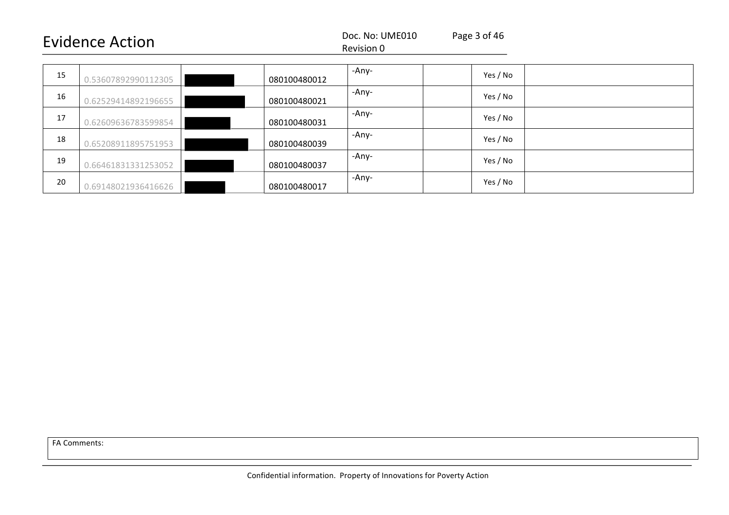| | | | | | | | |
|---|---|---|---|---|---|---|---|
| 15 | 0.53607892990112305 | ████ | 080100480012 | -Any- | | Yes / No | |
| 16 | 0.62529414892196655 | ████ | 080100480021 | -Any- | | Yes / No | |
| 17 | 0.62609636783599854 | ████ | 080100480031 | -Any- | | Yes / No | |
| 18 | 0.65208911895751953 | ████ | 080100480039 | -Any- | | Yes / No | |
| 19 | 0.66461831331253052 | ████ | 080100480037 | -Any- | | Yes / No | |
| 20 | 0.69148021936416626 | ████ | 080100480017 | -Any- | | Yes / No | |

FA Comments: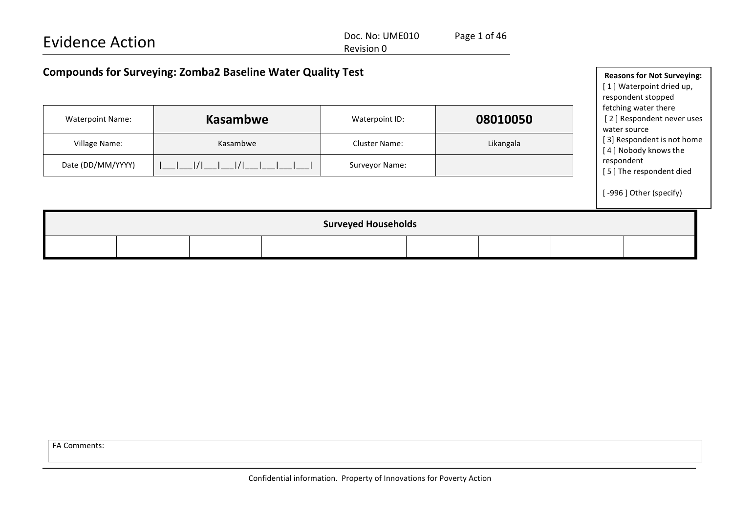## Compounds for Surveying: Zomba2 Baseline Water Quality Test

| Waterpoint Name: | **Kasambwe** | Waterpoint ID: | **08010050** |
|---|---|---|---|
| Village Name: | Kasambwe | Cluster Name: | Likangala |
| Date (DD/MM/YYYY) | \|___\|___\|/\|___\|___\|/\|___\|___\|___\|___\| | Surveyor Name: | |

**Reasons for Not Surveying:**
[ 1 ] Waterpoint dried up, respondent stopped fetching water there
[ 2 ] Respondent never uses water source
[ 3] Respondent is not home
[ 4 ] Nobody knows the respondent
[ 5 ] The respondent died

[ -996 ] Other (specify)

| **Surveyed Households** | | | | | | | | |
|---|---|---|---|---|---|---|---|---|
| | | | | | | | | |

FA Comments:

Confidential information. Property of Innovations for Poverty Action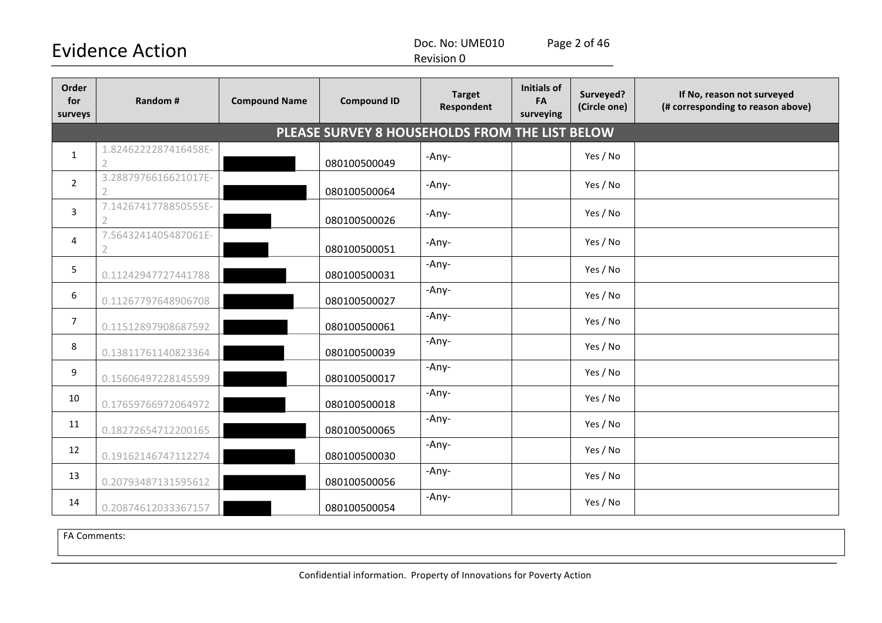| Order for surveys | Random # | Compound Name | Compound ID | Target Respondent | Initials of FA surveying | Surveyed? (Circle one) | If No, reason not surveyed (# corresponding to reason above) |
|---|---|---|---|---|---|---|---|
| **PLEASE SURVEY 8 HOUSEHOLDS FROM THE LIST BELOW** | | | | | | | |
| 1 | 1.8246222287416458E-2 | | 080100500049 | -Any- | | Yes / No | |
| 2 | 3.2887976616621017E-2 | | 080100500064 | -Any- | | Yes / No | |
| 3 | 7.1426741778850555E-2 | | 080100500026 | -Any- | | Yes / No | |
| 4 | 7.5643241405487061E-2 | | 080100500051 | -Any- | | Yes / No | |
| 5 | 0.11242947727441788 | | 080100500031 | -Any- | | Yes / No | |
| 6 | 0.11267797648906708 | | 080100500027 | -Any- | | Yes / No | |
| 7 | 0.11512897908687592 | | 080100500061 | -Any- | | Yes / No | |
| 8 | 0.13811761140823364 | | 080100500039 | -Any- | | Yes / No | |
| 9 | 0.15606497228145599 | | 080100500017 | -Any- | | Yes / No | |
| 10 | 0.17659766972064972 | | 080100500018 | -Any- | | Yes / No | |
| 11 | 0.18272654712200165 | | 080100500065 | -Any- | | Yes / No | |
| 12 | 0.19162146747112274 | | 080100500030 | -Any- | | Yes / No | |
| 13 | 0.20793487131595612 | | 080100500056 | -Any- | | Yes / No | |
| 14 | 0.20874612033367157 | | 080100500054 | -Any- | | Yes / No | |

FA Comments:

Confidential information. Property of Innovations for Poverty Action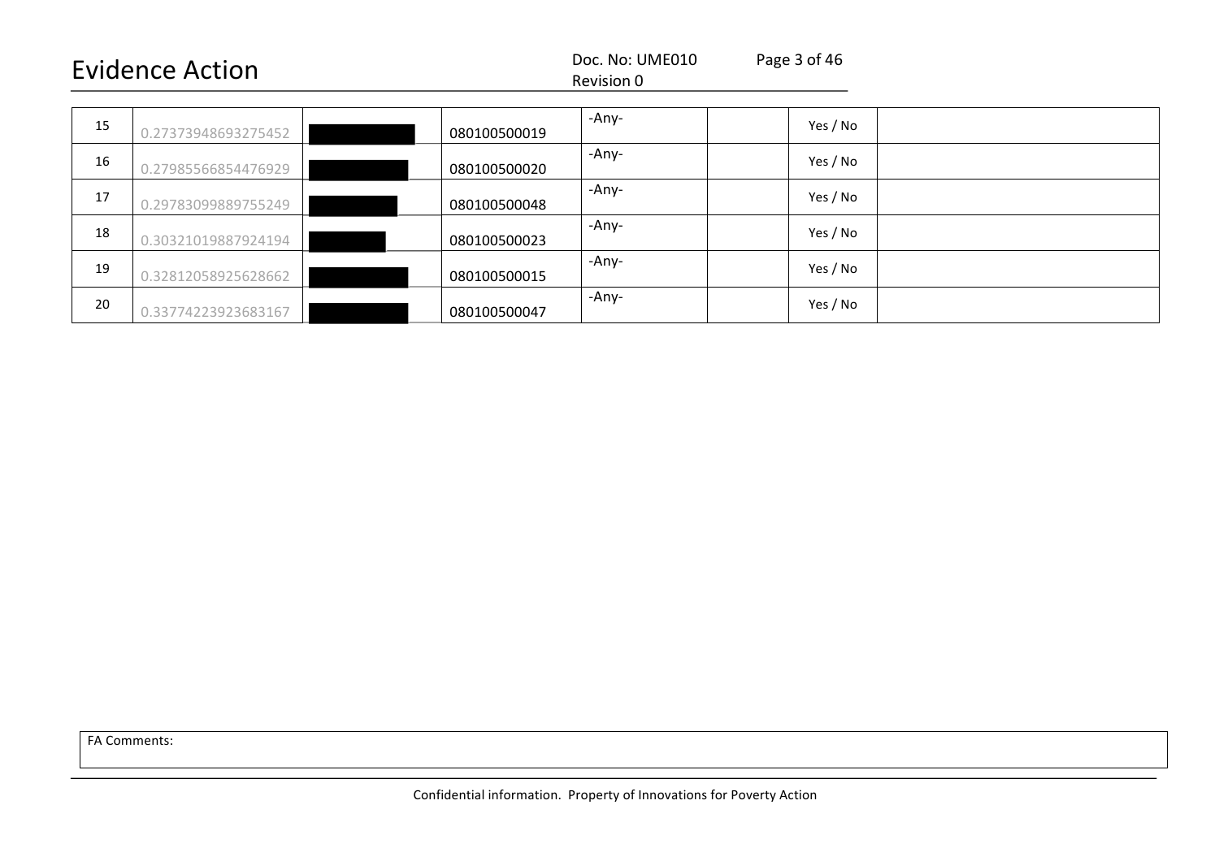| 15 | 0.27373948693275452 | ██████ | 080100500019 | -Any- | | Yes / No | |
|---|---|---|---|---|---|---|---|
| 16 | 0.27985566854476929 | ██████ | 080100500020 | -Any- | | Yes / No | |
| 17 | 0.29783099889755249 | ██████ | 080100500048 | -Any- | | Yes / No | |
| 18 | 0.30321019887924194 | ██████ | 080100500023 | -Any- | | Yes / No | |
| 19 | 0.32812058925628662 | ██████ | 080100500015 | -Any- | | Yes / No | |
| 20 | 0.33774223923683167 | ██████ | 080100500047 | -Any- | | Yes / No | |

| FA Comments: |
|---|

Confidential information. Property of Innovations for Poverty Action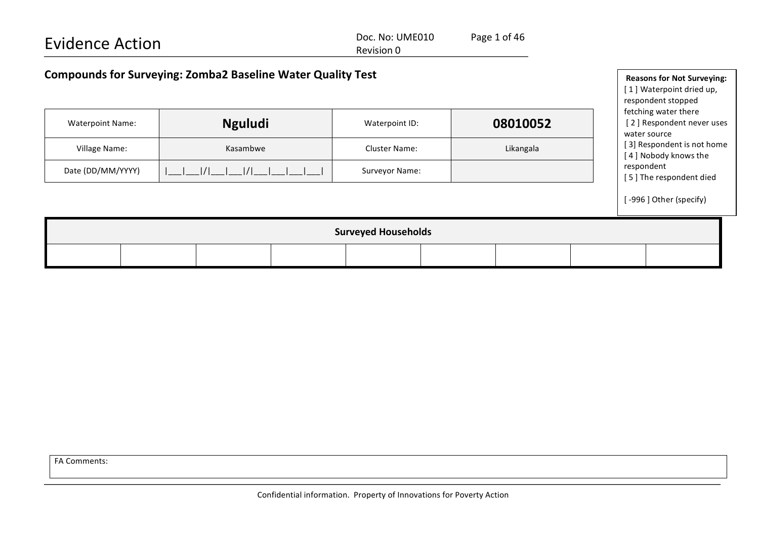## Compounds for Surveying: Zomba2 Baseline Water Quality Test

| Waterpoint Name: | **Nguludi** | Waterpoint ID: | **08010052** |
|---|---|---|---|
| Village Name: | Kasambwe | Cluster Name: | Likangala |
| Date (DD/MM/YYYY) | \|___\|___\|/\|___\|___\|/\|___\|___\|___\|___\| | Surveyor Name: | |

**Reasons for Not Surveying:**
[ 1 ] Waterpoint dried up, respondent stopped fetching water there
[ 2 ] Respondent never uses water source
[ 3] Respondent is not home
[ 4 ] Nobody knows the respondent
[ 5 ] The respondent died

[ -996 ] Other (specify)

| Surveyed Households | | | | | | | | |
|---|---|---|---|---|---|---|---|---|
| | | | | | | | | |

FA Comments:

Confidential information. Property of Innovations for Poverty Action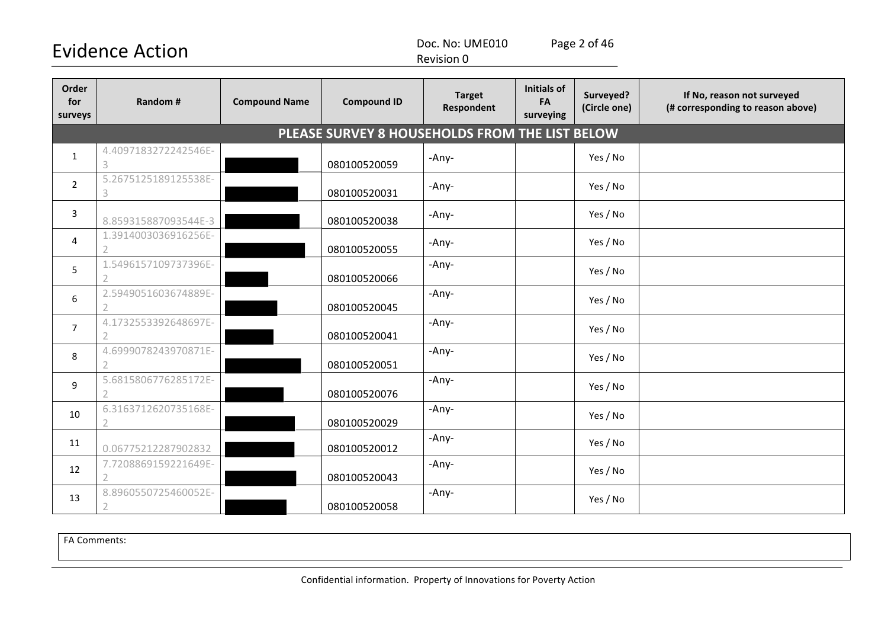| Order for surveys | Random # | Compound Name | Compound ID | Target Respondent | Initials of FA surveying | Surveyed? (Circle one) | If No, reason not surveyed (# corresponding to reason above) |
|---|---|---|---|---|---|---|---|
| **PLEASE SURVEY 8 HOUSEHOLDS FROM THE LIST BELOW** | | | | | | | |
| 1 | 4.4097183272242546E-3 | | 080100520059 | -Any- | | Yes / No | |
| 2 | 5.2675125189125538E-3 | | 080100520031 | -Any- | | Yes / No | |
| 3 | 8.859315887093544E-3 | | 080100520038 | -Any- | | Yes / No | |
| 4 | 1.3914003036916256E-2 | | 080100520055 | -Any- | | Yes / No | |
| 5 | 1.5496157109737396E-2 | | 080100520066 | -Any- | | Yes / No | |
| 6 | 2.5949051603674889E-2 | | 080100520045 | -Any- | | Yes / No | |
| 7 | 4.1732553392648697E-2 | | 080100520041 | -Any- | | Yes / No | |
| 8 | 4.6990782439708712E-2 | | 080100520051 | -Any- | | Yes / No | |
| 9 | 5.6815806776285172E-2 | | 080100520076 | -Any- | | Yes / No | |
| 10 | 6.3163712620735168E-2 | | 080100520029 | -Any- | | Yes / No | |
| 11 | 0.06775212287902832 | | 080100520012 | -Any- | | Yes / No | |
| 12 | 7.7208869159221649E-2 | | 080100520043 | -Any- | | Yes / No | |
| 13 | 8.8960550725460052E-2 | | 080100520058 | -Any- | | Yes / No | |

FA Comments:

Confidential information. Property of Innovations for Poverty Action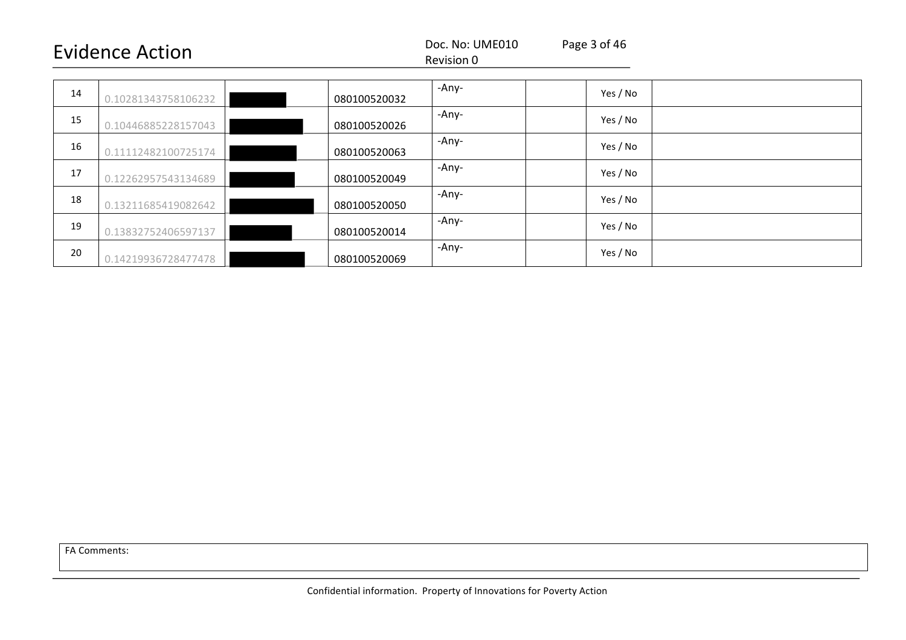| | | | | | | | |
|---|---|---|---|---|---|---|---|
| 14 | 0.10281343758106232 | | 080100520032 | -Any- | | Yes / No | |
| 15 | 0.10446885228157043 | | 080100520026 | -Any- | | Yes / No | |
| 16 | 0.11112482100725174 | | 080100520063 | -Any- | | Yes / No | |
| 17 | 0.12262957543134689 | | 080100520049 | -Any- | | Yes / No | |
| 18 | 0.13211685419082642 | | 080100520050 | -Any- | | Yes / No | |
| 19 | 0.13832752406597137 | | 080100520014 | -Any- | | Yes / No | |
| 20 | 0.14219936728477478 | | 080100520069 | -Any- | | Yes / No | |

FA Comments:

Confidential information. Property of Innovations for Poverty Action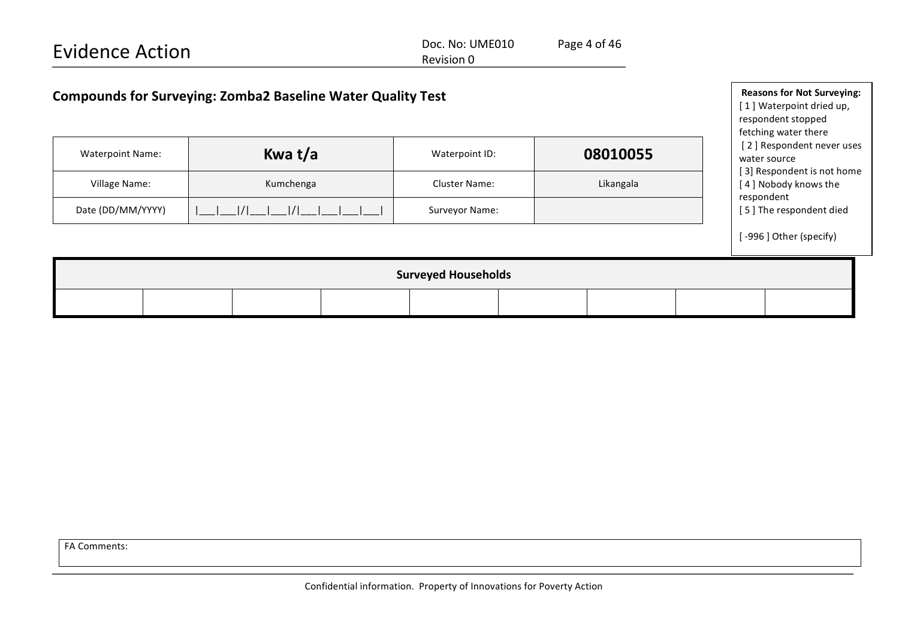## Compounds for Surveying: Zomba2 Baseline Water Quality Test

| Waterpoint Name: | **Kwa t/a** | Waterpoint ID: | **08010055** |
|---|---|---|---|
| Village Name: | Kumchenga | Cluster Name: | Likangala |
| Date (DD/MM/YYYY) | \|___\|___\|/\|___\|___\|/\|___\|___\|___\|___\| | Surveyor Name: | |

**Reasons for Not Surveying:**
[ 1 ] Waterpoint dried up, respondent stopped fetching water there
[ 2 ] Respondent never uses water source
[ 3] Respondent is not home
[ 4 ] Nobody knows the respondent
[ 5 ] The respondent died

[ -996 ] Other (specify)

| **Surveyed Households** | | | | | | | | |
|---|---|---|---|---|---|---|---|---|
| | | | | | | | | |

FA Comments:

Confidential information. Property of Innovations for Poverty Action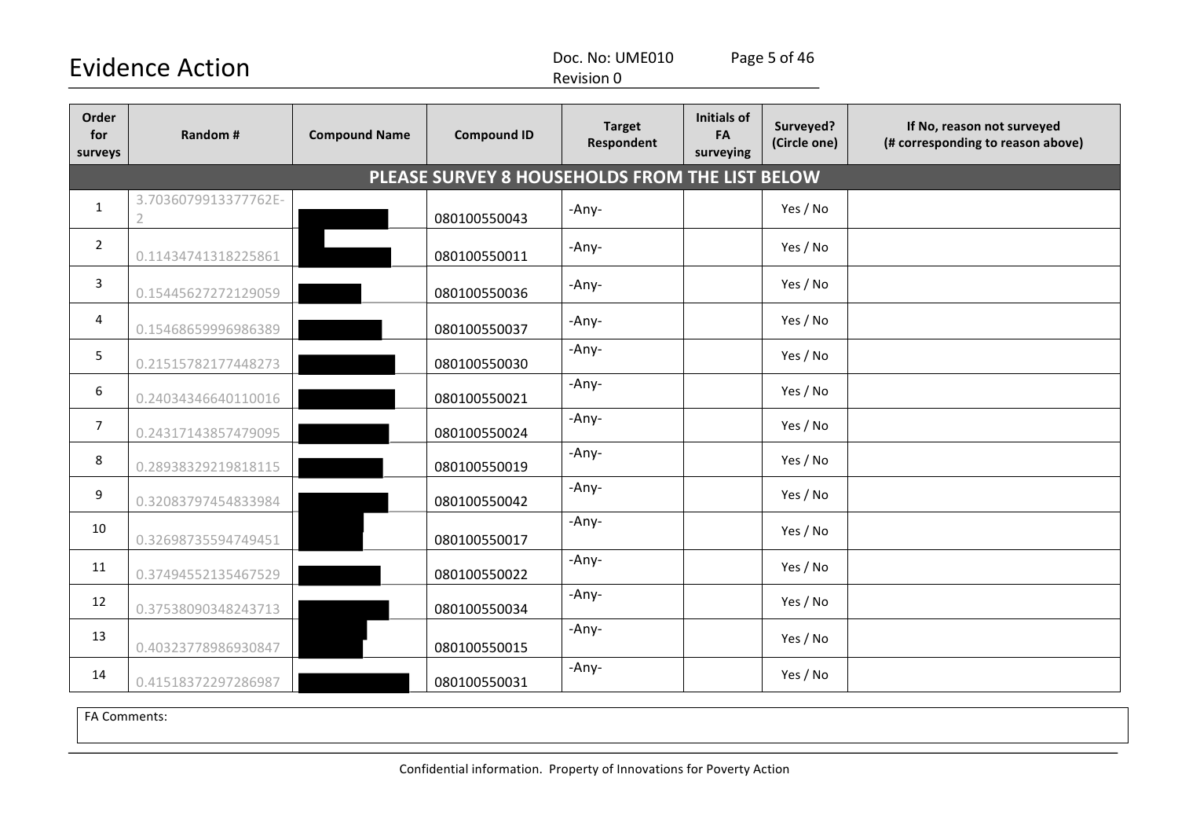| Order for surveys | Random # | Compound Name | Compound ID | Target Respondent | Initials of FA surveying | Surveyed? (Circle one) | If No, reason not surveyed (# corresponding to reason above) |
|---|---|---|---|---|---|---|---|
| **PLEASE SURVEY 8 HOUSEHOLDS FROM THE LIST BELOW** | | | | | | | |
| 1 | 3.7036079913377762E-2 | | 080100550043 | -Any- | | Yes / No | |
| 2 | 0.11434741318225861 | | 080100550011 | -Any- | | Yes / No | |
| 3 | 0.15445627272129059 | | 080100550036 | -Any- | | Yes / No | |
| 4 | 0.15468659996986389 | | 080100550037 | -Any- | | Yes / No | |
| 5 | 0.21515782177448273 | | 080100550030 | -Any- | | Yes / No | |
| 6 | 0.24034346640110016 | | 080100550021 | -Any- | | Yes / No | |
| 7 | 0.24317143857479095 | | 080100550024 | -Any- | | Yes / No | |
| 8 | 0.28938329219818115 | | 080100550019 | -Any- | | Yes / No | |
| 9 | 0.32083797454833984 | | 080100550042 | -Any- | | Yes / No | |
| 10 | 0.32698735594749451 | | 080100550017 | -Any- | | Yes / No | |
| 11 | 0.37494552135467529 | | 080100550022 | -Any- | | Yes / No | |
| 12 | 0.37538090348243713 | | 080100550034 | -Any- | | Yes / No | |
| 13 | 0.40323778986930847 | | 080100550015 | -Any- | | Yes / No | |
| 14 | 0.41518372297286987 | | 080100550031 | -Any- | | Yes / No | |

FA Comments:

Confidential information. Property of Innovations for Poverty Action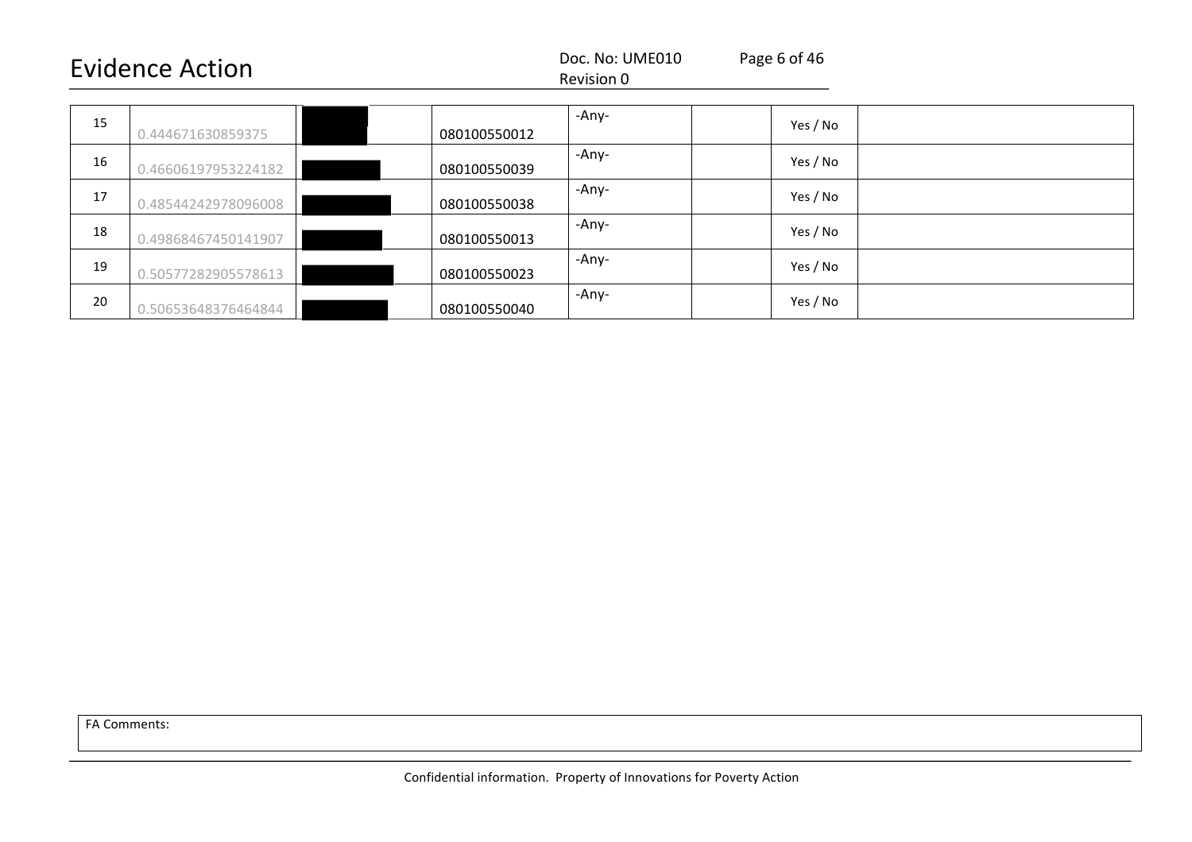| | | | | | | | |
|---|---|---|---|---|---|---|---|
| 15 | 0.444671630859375 | █████ | 080100550012 | -Any- | | Yes / No | |
| 16 | 0.46606197953224182 | █████ | 080100550039 | -Any- | | Yes / No | |
| 17 | 0.48544242978096008 | █████ | 080100550038 | -Any- | | Yes / No | |
| 18 | 0.49868467450141907 | █████ | 080100550013 | -Any- | | Yes / No | |
| 19 | 0.50577282905578613 | █████ | 080100550023 | -Any- | | Yes / No | |
| 20 | 0.50653648376464844 | █████ | 080100550040 | -Any- | | Yes / No | |

FA Comments:

Confidential information. Property of Innovations for Poverty Action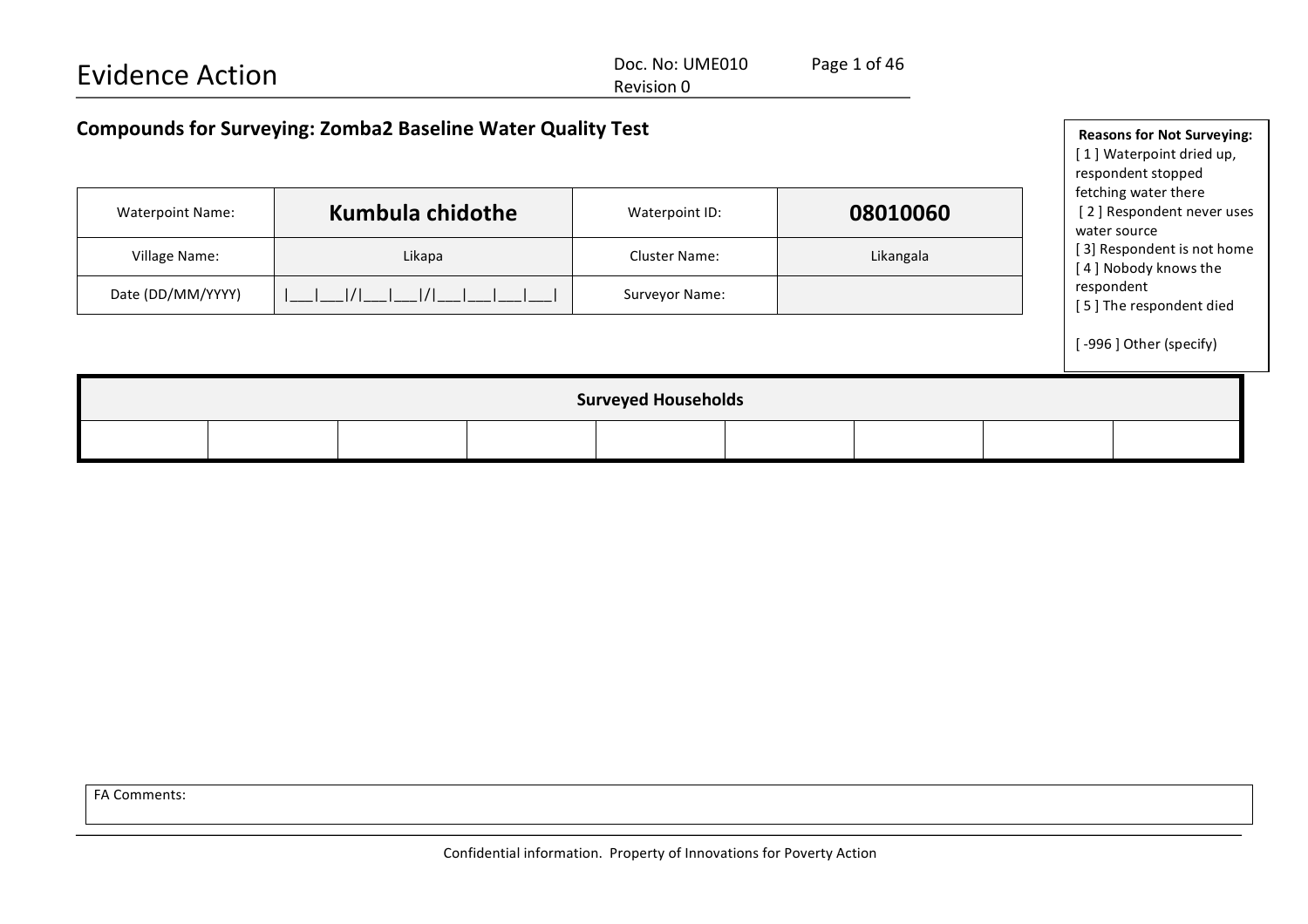## Compounds for Surveying: Zomba2 Baseline Water Quality Test

| Waterpoint Name: | **Kumbula chidothe** | Waterpoint ID: | **08010060** |
|---|---|---|---|
| Village Name: | Likapa | Cluster Name: | Likangala |
| Date (DD/MM/YYYY) | \|___\|___\|/\|___\|___\|/\|___\|___\|___\|___\| | Surveyor Name: | |

**Reasons for Not Surveying:**
[ 1 ] Waterpoint dried up, respondent stopped fetching water there
[ 2 ] Respondent never uses water source
[ 3] Respondent is not home
[ 4 ] Nobody knows the respondent
[ 5 ] The respondent died

[ -996 ] Other (specify)

| **Surveyed Households** | | | | | | | | |
|---|---|---|---|---|---|---|---|---|
| | | | | | | | | |

FA Comments:

Confidential information. Property of Innovations for Poverty Action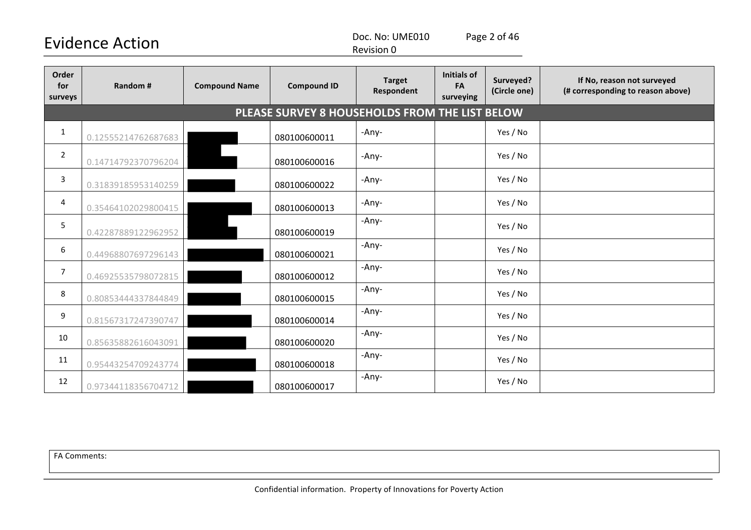| Order for surveys | Random # | Compound Name | Compound ID | Target Respondent | Initials of FA surveying | Surveyed? (Circle one) | If No, reason not surveyed (# corresponding to reason above) |
|---|---|---|---|---|---|---|---|
| **PLEASE SURVEY 8 HOUSEHOLDS FROM THE LIST BELOW** | | | | | | | |
| 1 | 0.12555214762687683 | | 080100600011 | -Any- | | Yes / No | |
| 2 | 0.14714792370796204 | | 080100600016 | -Any- | | Yes / No | |
| 3 | 0.31839185953140259 | | 080100600022 | -Any- | | Yes / No | |
| 4 | 0.35464102029800415 | | 080100600013 | -Any- | | Yes / No | |
| 5 | 0.42287889122962952 | | 080100600019 | -Any- | | Yes / No | |
| 6 | 0.44968807697296143 | | 080100600021 | -Any- | | Yes / No | |
| 7 | 0.46925535798072815 | | 080100600012 | -Any- | | Yes / No | |
| 8 | 0.80853444337844849 | | 080100600015 | -Any- | | Yes / No | |
| 9 | 0.81567317247390747 | | 080100600014 | -Any- | | Yes / No | |
| 10 | 0.85635882616043091 | | 080100600020 | -Any- | | Yes / No | |
| 11 | 0.95443254709243774 | | 080100600018 | -Any- | | Yes / No | |
| 12 | 0.97344118356704712 | | 080100600017 | -Any- | | Yes / No | |

FA Comments:

Confidential information. Property of Innovations for Poverty Action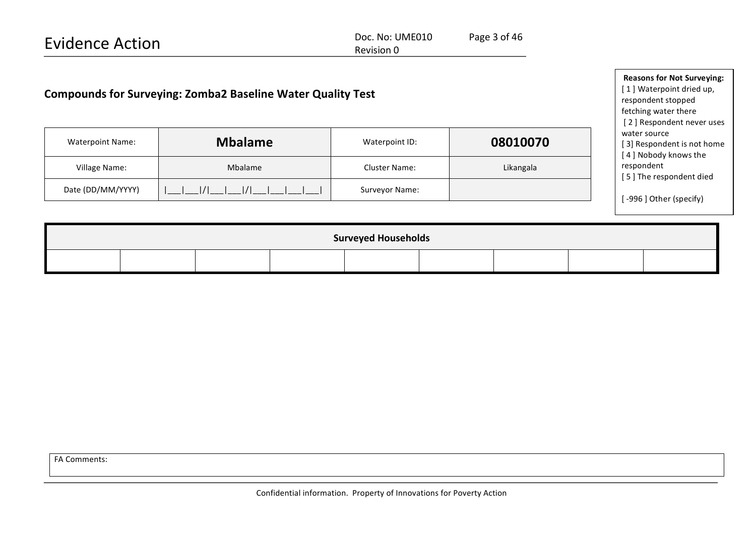## Compounds for Surveying: Zomba2 Baseline Water Quality Test

| Waterpoint Name: | **Mbalame** | Waterpoint ID: | **08010070** |
|---|---|---|---|
| Village Name: | Mbalame | Cluster Name: | Likangala |
| Date (DD/MM/YYYY) | \|___\|___\|/\|___\|___\|/\|___\|___\|___\|___\| | Surveyor Name: | |

**Reasons for Not Surveying:**
[ 1 ] Waterpoint dried up, respondent stopped fetching water there
[ 2 ] Respondent never uses water source
[ 3] Respondent is not home
[ 4 ] Nobody knows the respondent
[ 5 ] The respondent died

[ -996 ] Other (specify)

| **Surveyed Households** | | | | | | | | |
|---|---|---|---|---|---|---|---|---|
| | | | | | | | | |

FA Comments:

Confidential information. Property of Innovations for Poverty Action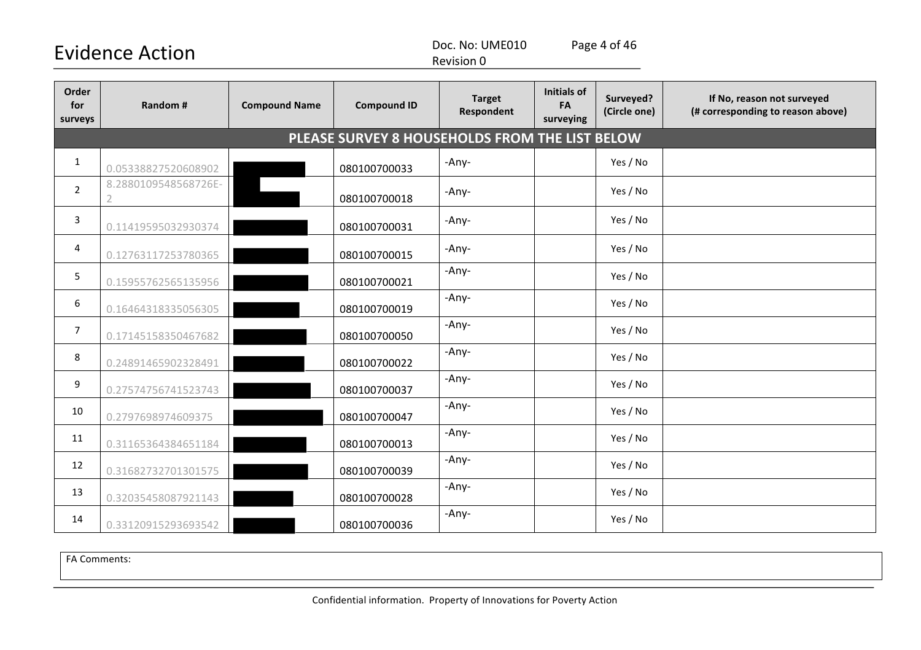| Order for surveys | Random # | Compound Name | Compound ID | Target Respondent | Initials of FA surveying | Surveyed? (Circle one) | If No, reason not surveyed (# corresponding to reason above) |
|---|---|---|---|---|---|---|---|
| **PLEASE SURVEY 8 HOUSEHOLDS FROM THE LIST BELOW** | | | | | | | |
| 1 | 0.05338827520608902 | | 080100700033 | -Any- | | Yes / No | |
| 2 | 8.2880109548568726E-2 | | 080100700018 | -Any- | | Yes / No | |
| 3 | 0.11419595032930374 | | 080100700031 | -Any- | | Yes / No | |
| 4 | 0.12763117253780365 | | 080100700015 | -Any- | | Yes / No | |
| 5 | 0.15955762565135956 | | 080100700021 | -Any- | | Yes / No | |
| 6 | 0.16464318335056305 | | 080100700019 | -Any- | | Yes / No | |
| 7 | 0.17145158350467682 | | 080100700050 | -Any- | | Yes / No | |
| 8 | 0.24891465902328491 | | 080100700022 | -Any- | | Yes / No | |
| 9 | 0.27574756741523743 | | 080100700037 | -Any- | | Yes / No | |
| 10 | 0.2797698974609375 | | 080100700047 | -Any- | | Yes / No | |
| 11 | 0.31165364384651184 | | 080100700013 | -Any- | | Yes / No | |
| 12 | 0.31682732701301575 | | 080100700039 | -Any- | | Yes / No | |
| 13 | 0.32035458087921143 | | 080100700028 | -Any- | | Yes / No | |
| 14 | 0.33120915293693542 | | 080100700036 | -Any- | | Yes / No | |

FA Comments:

Confidential information. Property of Innovations for Poverty Action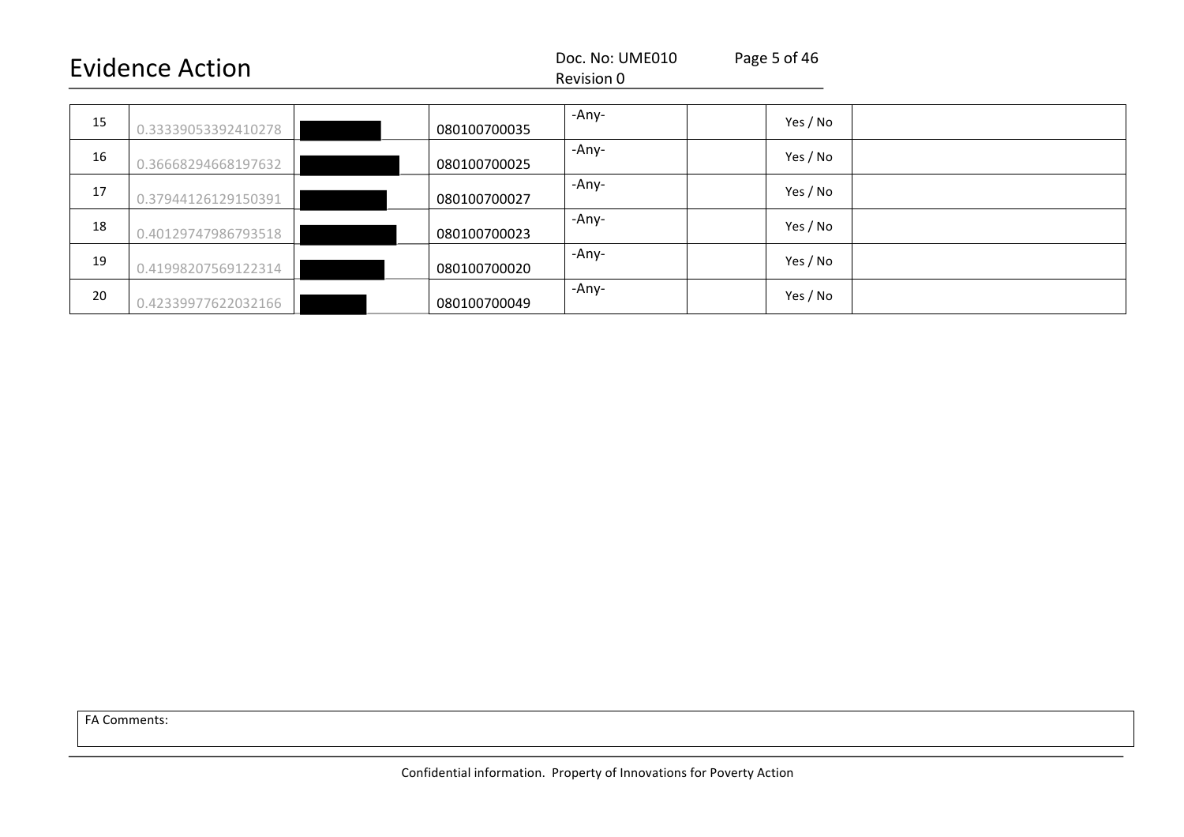| | | | | | | | |
|---|---|---|---|---|---|---|---|
| 15 | 0.33339053392410278 | [REDACTED] | 080100700035 | -Any- | | Yes / No | |
| 16 | 0.36668294668197632 | [REDACTED] | 080100700025 | -Any- | | Yes / No | |
| 17 | 0.37944126129150391 | [REDACTED] | 080100700027 | -Any- | | Yes / No | |
| 18 | 0.40129747986793518 | [REDACTED] | 080100700023 | -Any- | | Yes / No | |
| 19 | 0.41998207569122314 | [REDACTED] | 080100700020 | -Any- | | Yes / No | |
| 20 | 0.42339977622032166 | [REDACTED] | 080100700049 | -Any- | | Yes / No | |

FA Comments: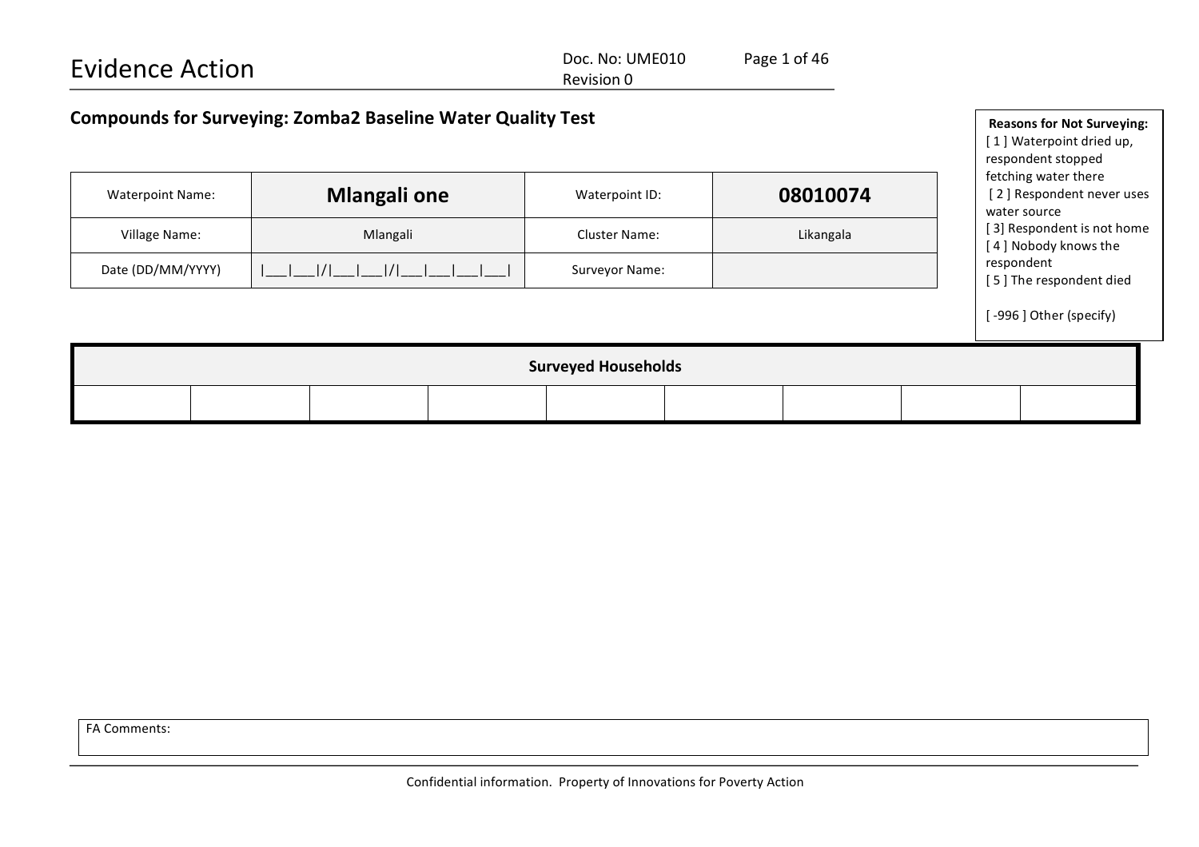## Compounds for Surveying: Zomba2 Baseline Water Quality Test

| Waterpoint Name: | **Mlangali one** | Waterpoint ID: | **08010074** |
|---|---|---|---|
| Village Name: | Mlangali | Cluster Name: | Likangala |
| Date (DD/MM/YYYY) | \|___\|___\|/\|___\|___\|/\|___\|___\|___\|___\| | Surveyor Name: | |

**Reasons for Not Surveying:**
[ 1 ] Waterpoint dried up, respondent stopped fetching water there
[ 2 ] Respondent never uses water source
[ 3] Respondent is not home
[ 4 ] Nobody knows the respondent
[ 5 ] The respondent died

[ -996 ] Other (specify)

| **Surveyed Households** | | | | | | | | |
|---|---|---|---|---|---|---|---|---|
| | | | | | | | | |

FA Comments:

Confidential information. Property of Innovations for Poverty Action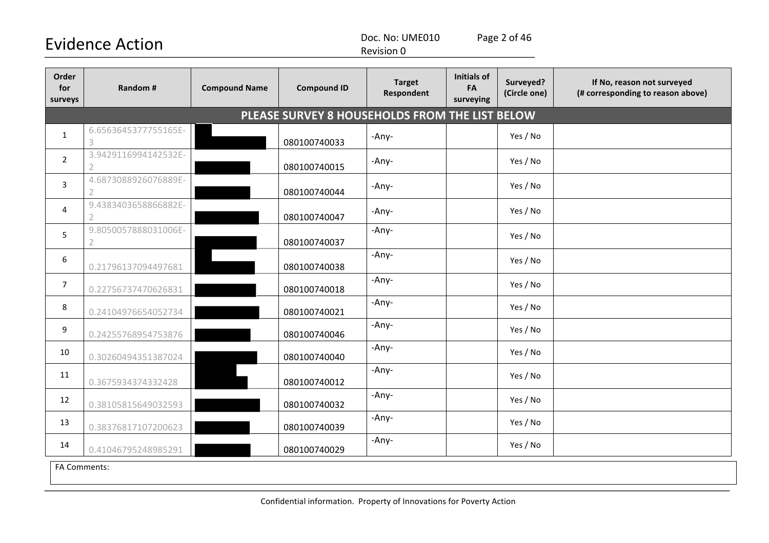| Order for surveys | Random # | Compound Name | Compound ID | Target Respondent | Initials of FA surveying | Surveyed? (Circle one) | If No, reason not surveyed (# corresponding to reason above) |
|---|---|---|---|---|---|---|---|
| **PLEASE SURVEY 8 HOUSEHOLDS FROM THE LIST BELOW** | | | | | | | |
| 1 | 6.5563645377755165E-3 | | 080100740033 | -Any- | | Yes / No | |
| 2 | 3.9429116994142532E-2 | | 080100740015 | -Any- | | Yes / No | |
| 3 | 4.6873088926076889E-2 | | 080100740044 | -Any- | | Yes / No | |
| 4 | 9.4383403658866882E-2 | | 080100740047 | -Any- | | Yes / No | |
| 5 | 9.8050057888031006E-2 | | 080100740037 | -Any- | | Yes / No | |
| 6 | 0.21796137094497681 | | 080100740038 | -Any- | | Yes / No | |
| 7 | 0.22756737470626831 | | 080100740018 | -Any- | | Yes / No | |
| 8 | 0.24104976654052734 | | 080100740021 | -Any- | | Yes / No | |
| 9 | 0.24255768954753876 | | 080100740046 | -Any- | | Yes / No | |
| 10 | 0.30260494351387024 | | 080100740040 | -Any- | | Yes / No | |
| 11 | 0.3675934374332428 | | 080100740012 | -Any- | | Yes / No | |
| 12 | 0.38105815649032593 | | 080100740032 | -Any- | | Yes / No | |
| 13 | 0.38376817107200623 | | 080100740039 | -Any- | | Yes / No | |
| 14 | 0.41046795248985291 | | 080100740029 | -Any- | | Yes / No | |

FA Comments:

Confidential information. Property of Innovations for Poverty Action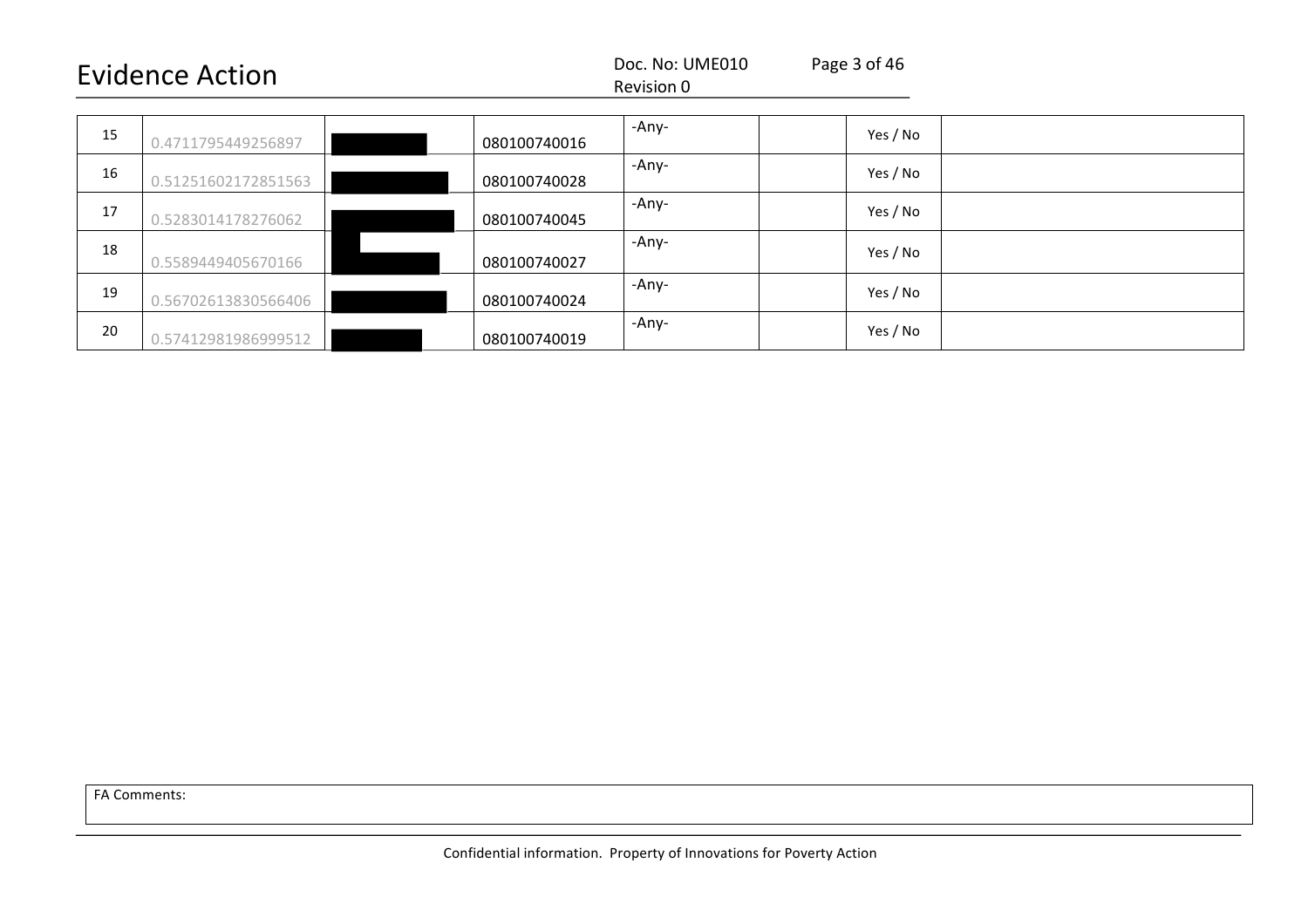| | | | | | | | |
|---|---|---|---|---|---|---|---|
| 15 | 0.4711795449256897 | | 080100740016 | -Any- | | Yes / No | |
| 16 | 0.51251602172851563 | | 080100740028 | -Any- | | Yes / No | |
| 17 | 0.5283014178276062 | | 080100740045 | -Any- | | Yes / No | |
| 18 | 0.5589449405670166 | | 080100740027 | -Any- | | Yes / No | |
| 19 | 0.56702613830566406 | | 080100740024 | -Any- | | Yes / No | |
| 20 | 0.57412981986999512 | | 080100740019 | -Any- | | Yes / No | |

FA Comments:

Confidential information. Property of Innovations for Poverty Action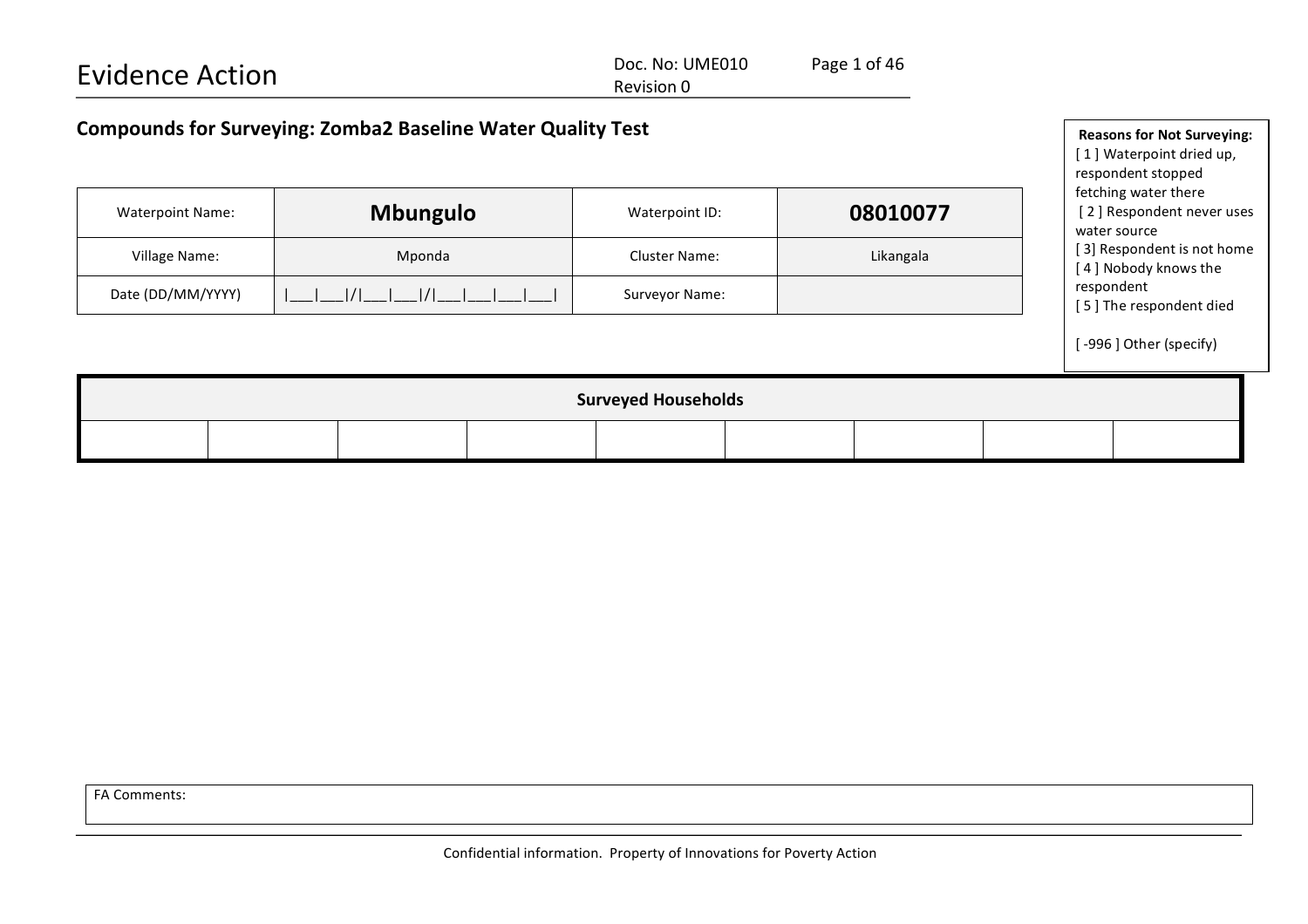## Compounds for Surveying: Zomba2 Baseline Water Quality Test

| Waterpoint Name: | **Mbungulo** | Waterpoint ID: | **08010077** |
|---|---|---|---|
| Village Name: | Mponda | Cluster Name: | Likangala |
| Date (DD/MM/YYYY) | \|___\|___\|/\|___\|___\|/\|___\|___\|___\|___\| | Surveyor Name: | |

**Reasons for Not Surveying:**
[ 1 ] Waterpoint dried up, respondent stopped fetching water there
[ 2 ] Respondent never uses water source
[ 3] Respondent is not home
[ 4 ] Nobody knows the respondent
[ 5 ] The respondent died

[ -996 ] Other (specify)

| **Surveyed Households** | | | | | | | | |
|---|---|---|---|---|---|---|---|---|
| | | | | | | | | |

FA Comments:

Confidential information. Property of Innovations for Poverty Action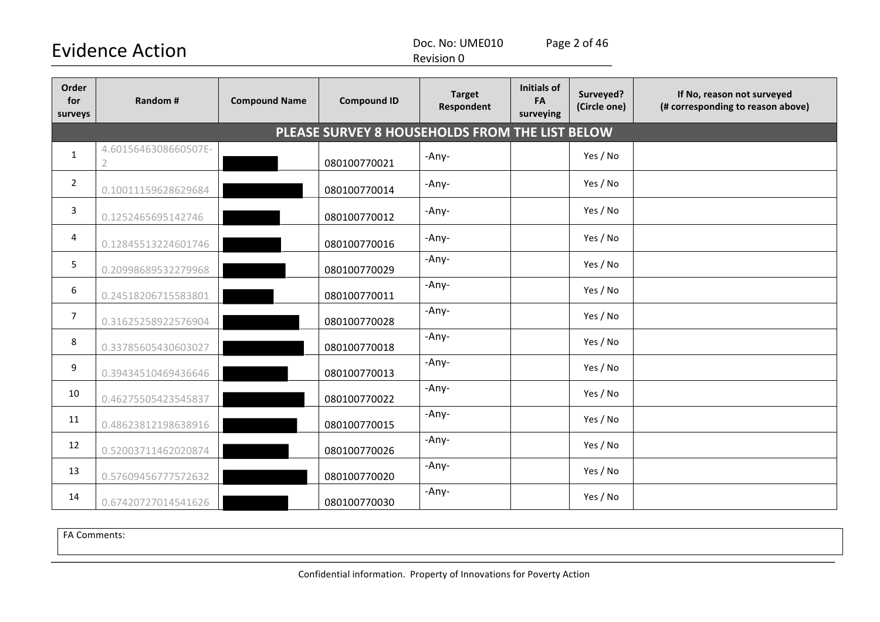| Order for surveys | Random # | Compound Name | Compound ID | Target Respondent | Initials of FA surveying | Surveyed? (Circle one) | If No, reason not surveyed (# corresponding to reason above) |
|---|---|---|---|---|---|---|---|
| **PLEASE SURVEY 8 HOUSEHOLDS FROM THE LIST BELOW** | | | | | | | |
| 1 | 4.6015646308660507E-2 | | 080100770021 | -Any- | | Yes / No | |
| 2 | 0.10011159628629684 | | 080100770014 | -Any- | | Yes / No | |
| 3 | 0.1252465695142746 | | 080100770012 | -Any- | | Yes / No | |
| 4 | 0.12845513224601746 | | 080100770016 | -Any- | | Yes / No | |
| 5 | 0.20998689532279968 | | 080100770029 | -Any- | | Yes / No | |
| 6 | 0.24518206715583801 | | 080100770011 | -Any- | | Yes / No | |
| 7 | 0.31625258922576904 | | 080100770028 | -Any- | | Yes / No | |
| 8 | 0.33785605430603027 | | 080100770018 | -Any- | | Yes / No | |
| 9 | 0.39434510469436646 | | 080100770013 | -Any- | | Yes / No | |
| 10 | 0.46275505423545837 | | 080100770022 | -Any- | | Yes / No | |
| 11 | 0.48623812198638916 | | 080100770015 | -Any- | | Yes / No | |
| 12 | 0.52003711462020874 | | 080100770026 | -Any- | | Yes / No | |
| 13 | 0.57609456777572632 | | 080100770020 | -Any- | | Yes / No | |
| 14 | 0.67420727014541626 | | 080100770030 | -Any- | | Yes / No | |

FA Comments: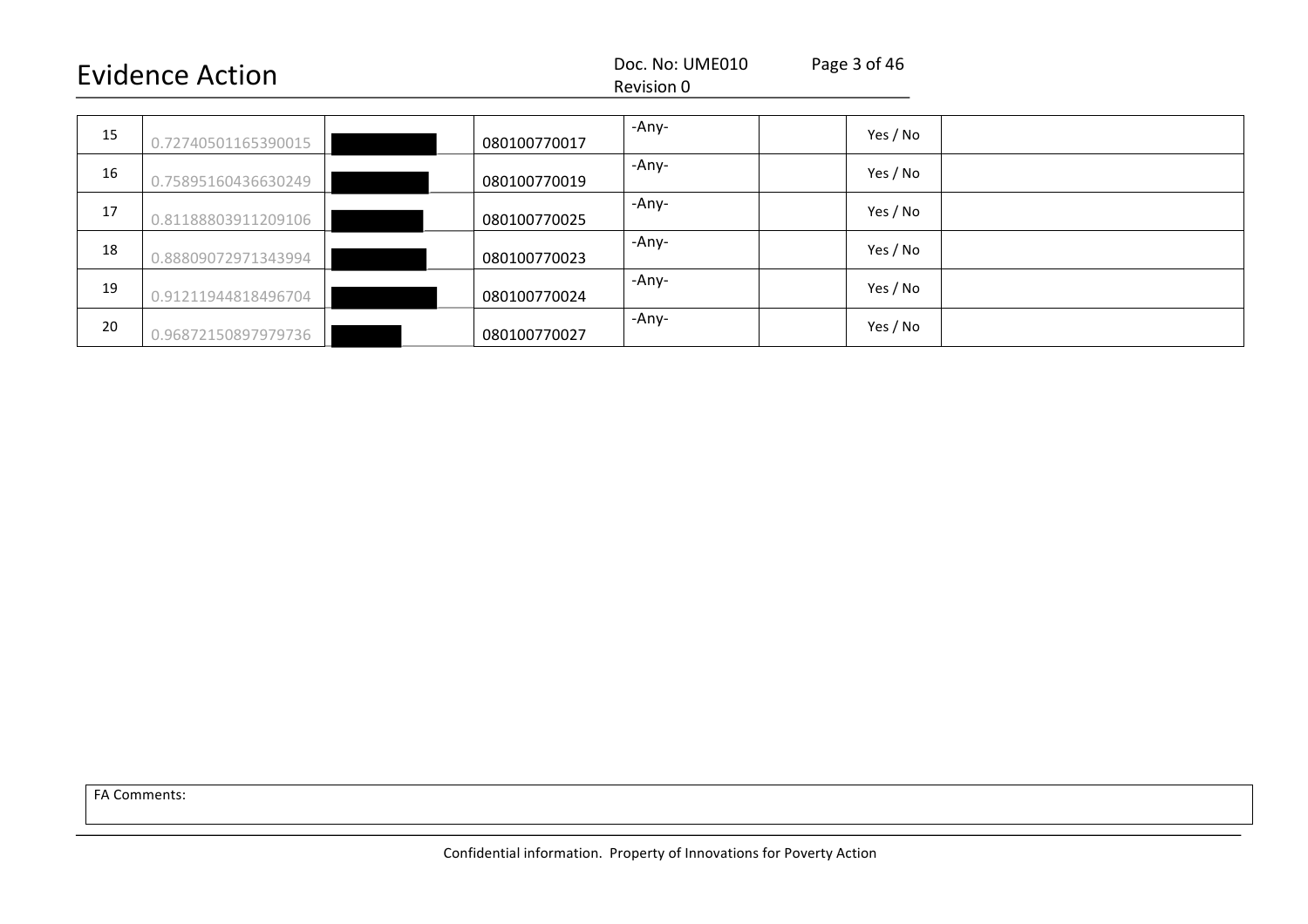| | | | | | | | |
|---|---|---|---|---|---|---|---|
| 15 | 0.72740501165390015 | | 080100770017 | -Any- | | Yes / No | |
| 16 | 0.75895160436630249 | | 080100770019 | -Any- | | Yes / No | |
| 17 | 0.81188803911209106 | | 080100770025 | -Any- | | Yes / No | |
| 18 | 0.88809072971343994 | | 080100770023 | -Any- | | Yes / No | |
| 19 | 0.91211944818496704 | | 080100770024 | -Any- | | Yes / No | |
| 20 | 0.96872150897979736 | | 080100770027 | -Any- | | Yes / No | |

FA Comments:

Confidential information. Property of Innovations for Poverty Action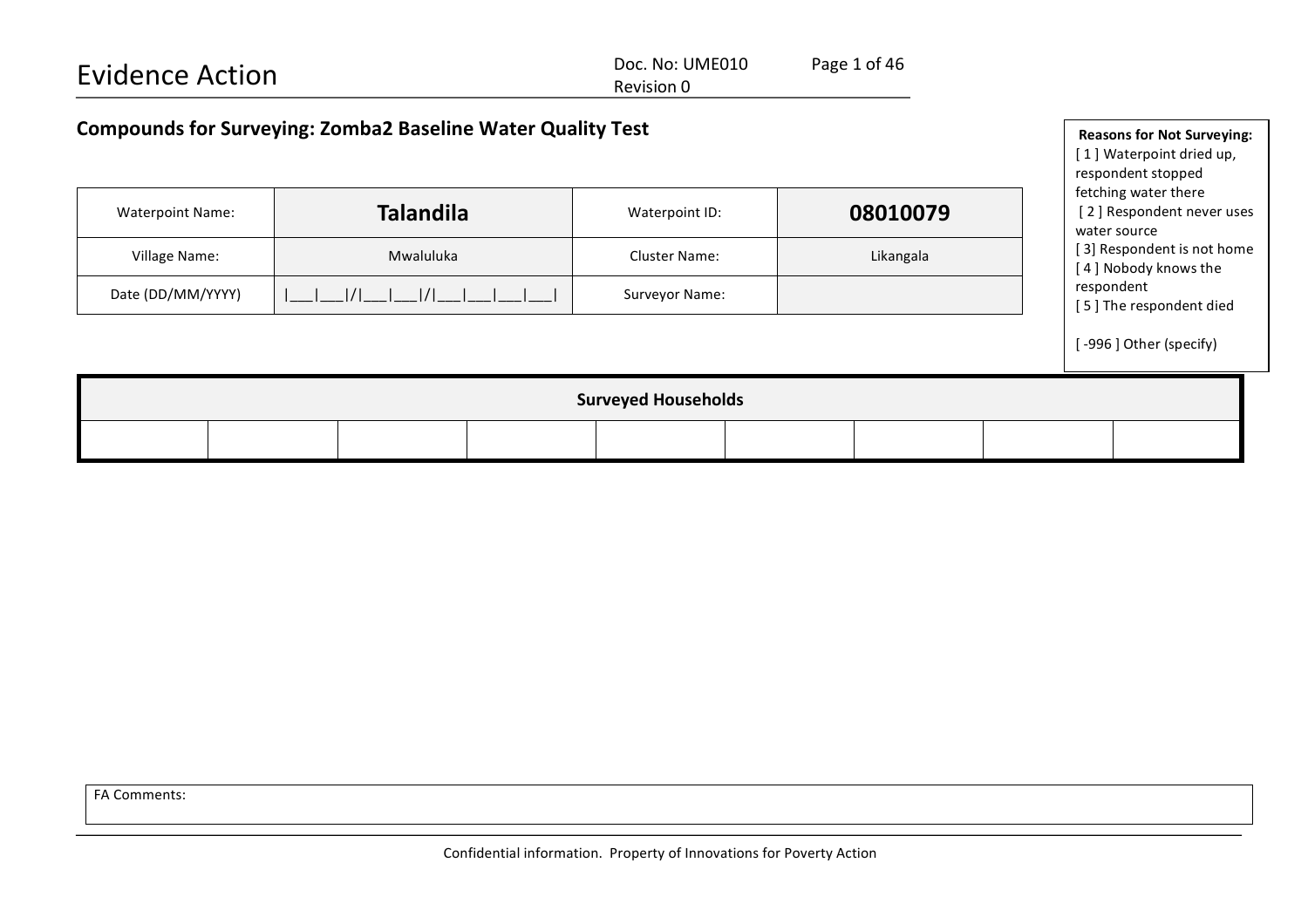Evidence Action

Doc. No: UME010
Revision 0

## Compounds for Surveying: Zomba2 Baseline Water Quality Test

| Waterpoint Name: | **Talandila** | Waterpoint ID: | **08010079** |
|---|---|---|---|
| Village Name: | Mwaluluka | Cluster Name: | Likangala |
| Date (DD/MM/YYYY) | \|___\|___\|/\|___\|___\|/\|___\|___\|___\|___\| | Surveyor Name: | |

**Reasons for Not Surveying:**
[ 1 ] Waterpoint dried up, respondent stopped fetching water there
[ 2 ] Respondent never uses water source
[ 3] Respondent is not home
[ 4 ] Nobody knows the respondent
[ 5 ] The respondent died

[ -996 ] Other (specify)

| **Surveyed Households** | | | | | | | | |
|---|---|---|---|---|---|---|---|---|
| | | | | | | | | |

FA Comments:

Confidential information. Property of Innovations for Poverty Action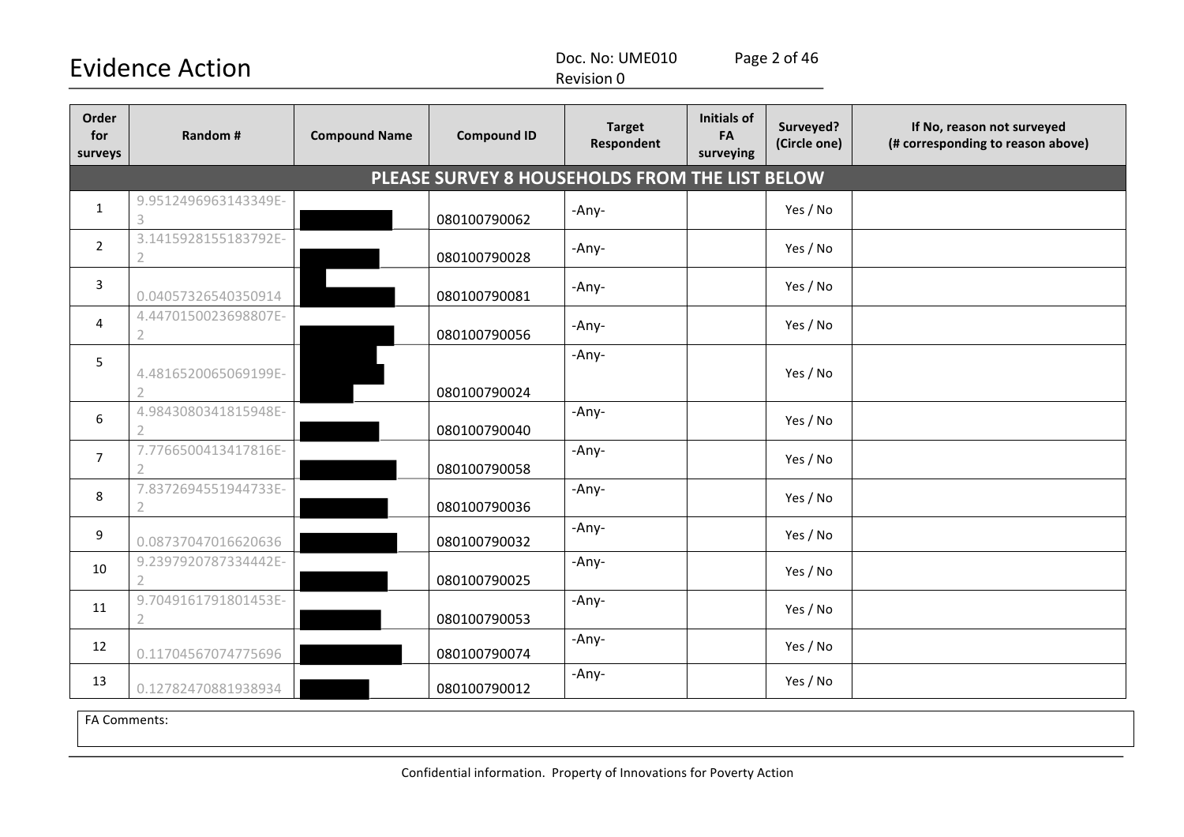| Order for surveys | Random # | Compound Name | Compound ID | Target Respondent | Initials of FA surveying | Surveyed? (Circle one) | If No, reason not surveyed (# corresponding to reason above) |
|---|---|---|---|---|---|---|---|
| **PLEASE SURVEY 8 HOUSEHOLDS FROM THE LIST BELOW** | | | | | | | |
| 1 | 9.9512496963143349E-3 | | 080100790062 | -Any- | | Yes / No | |
| 2 | 3.1415928155183792E-2 | | 080100790028 | -Any- | | Yes / No | |
| 3 | 0.04057326540350914 | | 080100790081 | -Any- | | Yes / No | |
| 4 | 4.4470150023698807E-2 | | 080100790056 | -Any- | | Yes / No | |
| 5 | 4.4816520065069199E-2 | | 080100790024 | -Any- | | Yes / No | |
| 6 | 4.9843080341815948E-2 | | 080100790040 | -Any- | | Yes / No | |
| 7 | 7.7766500413417816E-2 | | 080100790058 | -Any- | | Yes / No | |
| 8 | 7.8372694551944733E-2 | | 080100790036 | -Any- | | Yes / No | |
| 9 | 0.08737047016620636 | | 080100790032 | -Any- | | Yes / No | |
| 10 | 9.2397920787334442E-2 | | 080100790025 | -Any- | | Yes / No | |
| 11 | 9.7049161791801453E-2 | | 080100790053 | -Any- | | Yes / No | |
| 12 | 0.11704567074775696 | | 080100790074 | -Any- | | Yes / No | |
| 13 | 0.12782470881938934 | | 080100790012 | -Any- | | Yes / No | |

FA Comments: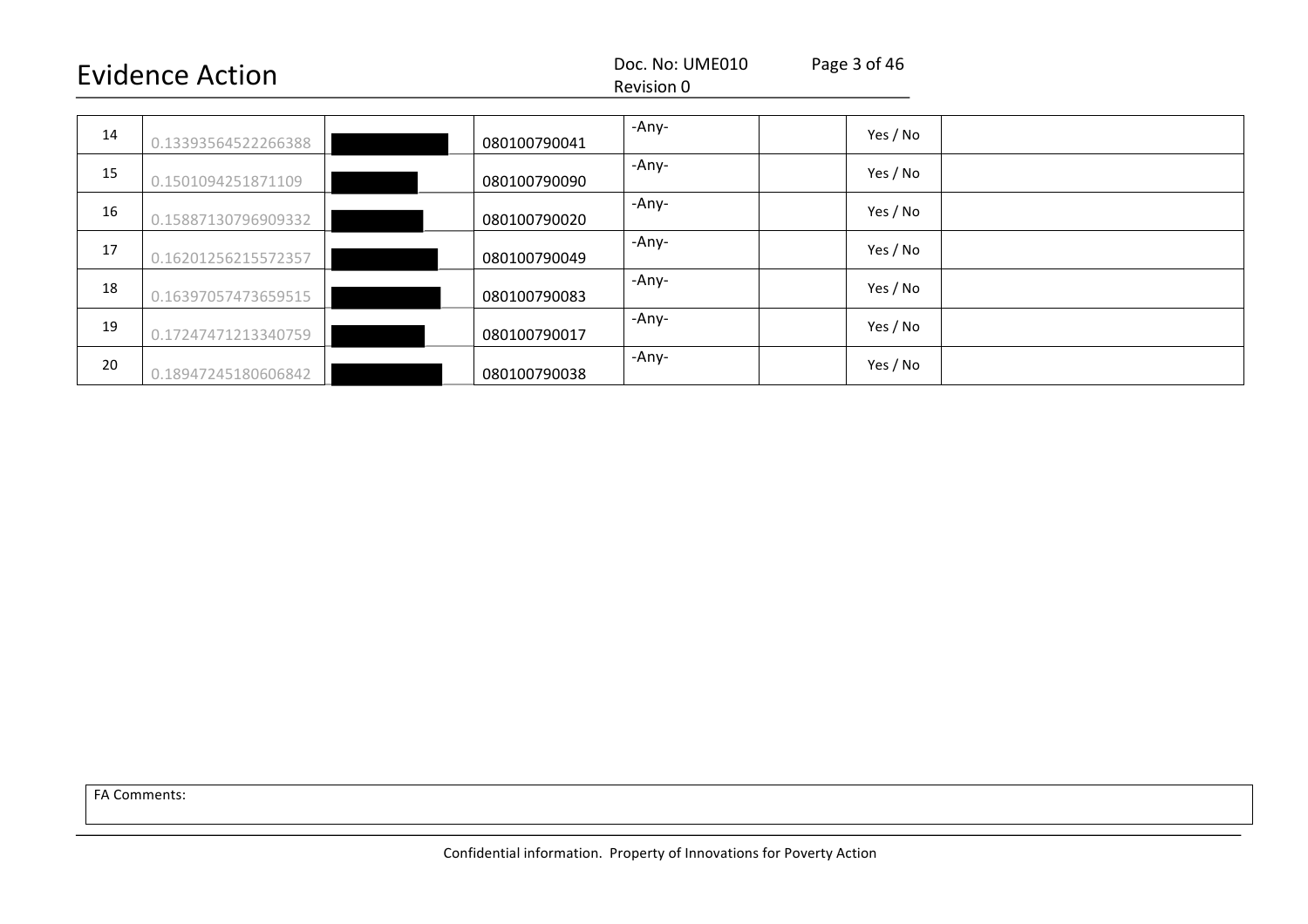| | | | | | | | |
|---|---|---|---|---|---|---|---|
| 14 | 0.13393564522266388 | ████ | 080100790041 | -Any- | | Yes / No | |
| 15 | 0.1501094251871109 | ████ | 080100790090 | -Any- | | Yes / No | |
| 16 | 0.15887130796909332 | ████ | 080100790020 | -Any- | | Yes / No | |
| 17 | 0.16201256215572357 | ████ | 080100790049 | -Any- | | Yes / No | |
| 18 | 0.16397057473659515 | ████ | 080100790083 | -Any- | | Yes / No | |
| 19 | 0.17247471213340759 | ████ | 080100790017 | -Any- | | Yes / No | |
| 20 | 0.18947245180606842 | ████ | 080100790038 | -Any- | | Yes / No | |

| FA Comments: |
|---|
| |

Confidential information. Property of Innovations for Poverty Action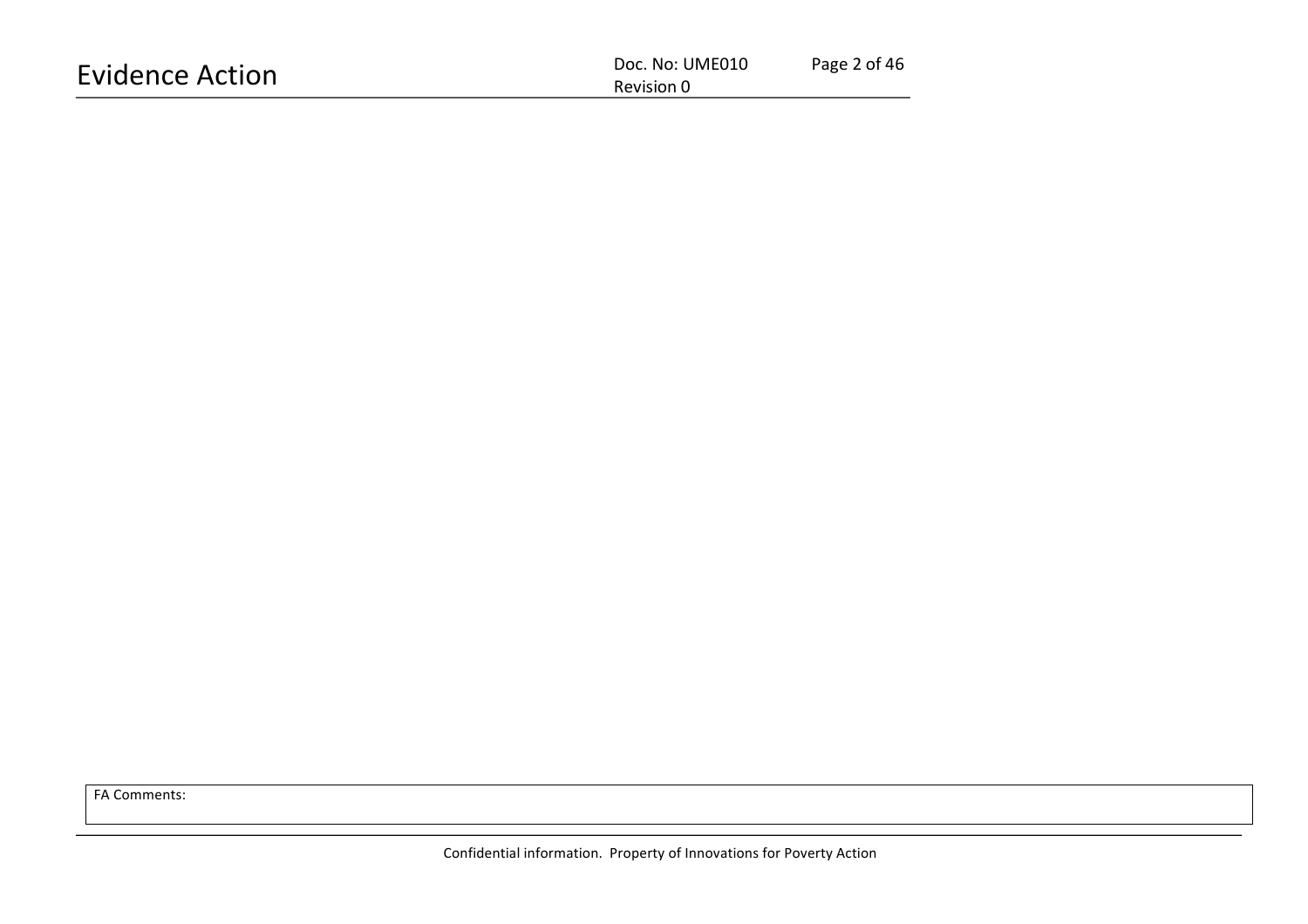FA Comments: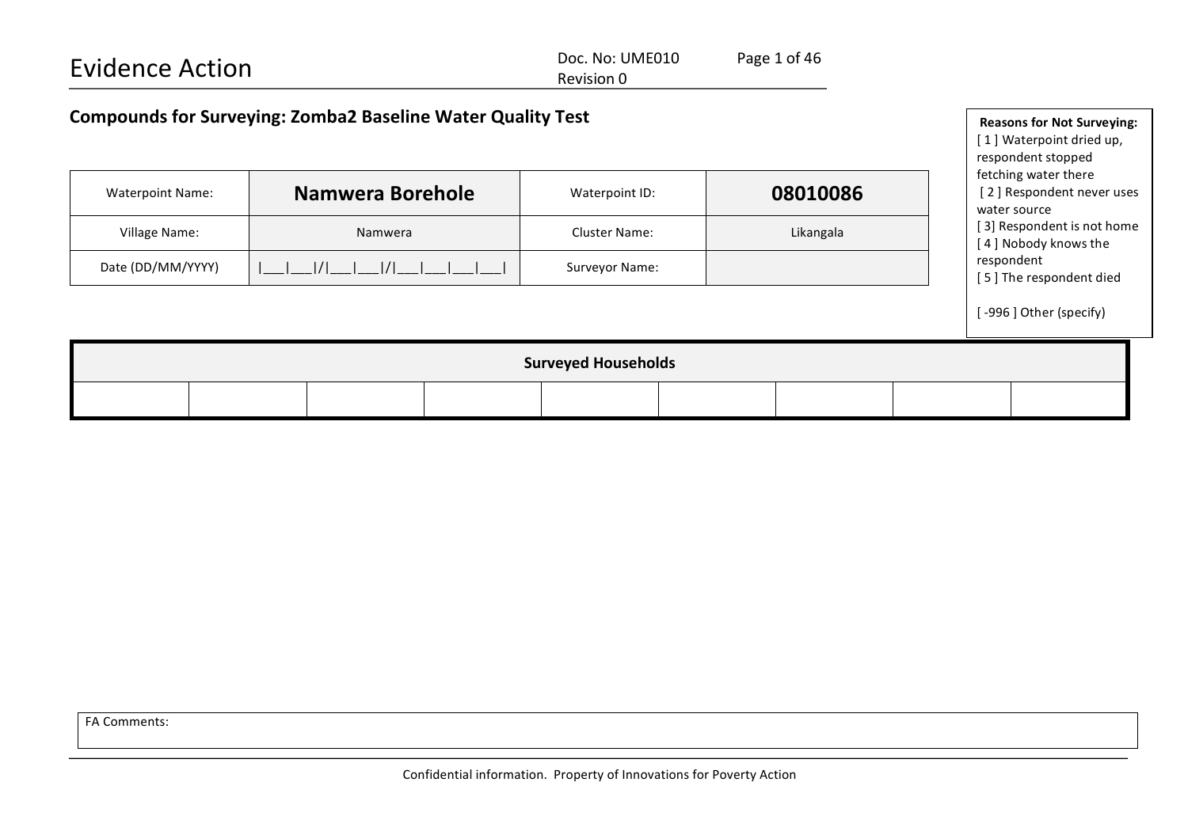## Compounds for Surveying: Zomba2 Baseline Water Quality Test

| Waterpoint Name: | **Namwera Borehole** | Waterpoint ID: | **08010086** |
|---|---|---|---|
| Village Name: | Namwera | Cluster Name: | Likangala |
| Date (DD/MM/YYYY) | \|___\|___\|/\|___\|___\|/\|___\|___\|___\|___\| | Surveyor Name: | |

**Reasons for Not Surveying:**
[ 1 ] Waterpoint dried up, respondent stopped fetching water there
[ 2 ] Respondent never uses water source
[ 3] Respondent is not home
[ 4 ] Nobody knows the respondent
[ 5 ] The respondent died

[ -996 ] Other (specify)

| **Surveyed Households** | | | | | | | | |
|---|---|---|---|---|---|---|---|---|
| | | | | | | | | |

FA Comments:

Confidential information. Property of Innovations for Poverty Action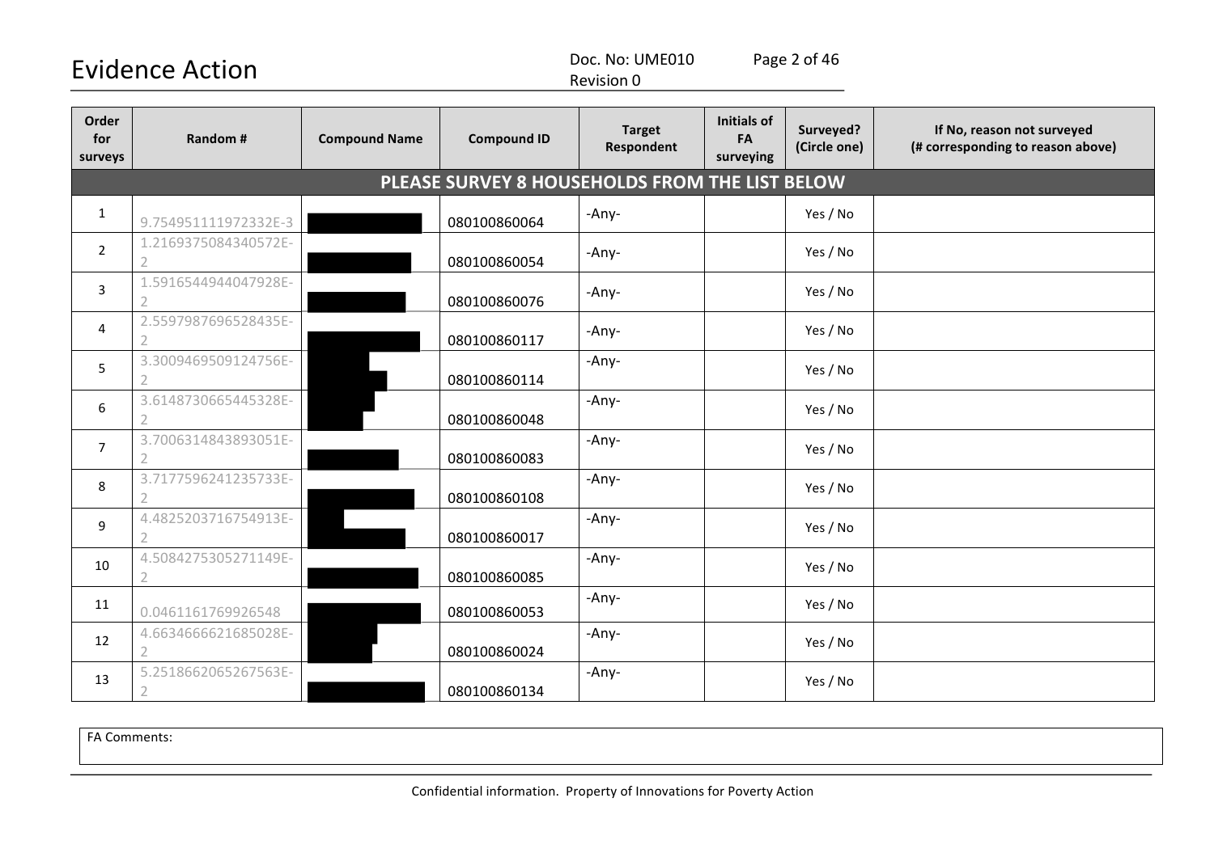| Order for surveys | Random # | Compound Name | Compound ID | Target Respondent | Initials of FA surveying | Surveyed? (Circle one) | If No, reason not surveyed (# corresponding to reason above) |
|---|---|---|---|---|---|---|---|
| **PLEASE SURVEY 8 HOUSEHOLDS FROM THE LIST BELOW** | | | | | | | |
| 1 | 9.754951111972332E-3 | | 080100860064 | -Any- | | Yes / No | |
| 2 | 1.2169375084340572E-2 | | 080100860054 | -Any- | | Yes / No | |
| 3 | 1.5916544944047928E-2 | | 080100860076 | -Any- | | Yes / No | |
| 4 | 2.5597987696528435E-2 | | 080100860117 | -Any- | | Yes / No | |
| 5 | 3.3009469509124756E-2 | | 080100860114 | -Any- | | Yes / No | |
| 6 | 3.6148730665445328E-2 | | 080100860048 | -Any- | | Yes / No | |
| 7 | 3.7006314843893051E-2 | | 080100860083 | -Any- | | Yes / No | |
| 8 | 3.7177596241235733E-2 | | 080100860108 | -Any- | | Yes / No | |
| 9 | 4.4825203716754913E-2 | | 080100860017 | -Any- | | Yes / No | |
| 10 | 4.5084275305271149E-2 | | 080100860085 | -Any- | | Yes / No | |
| 11 | 0.0461161769926548 | | 080100860053 | -Any- | | Yes / No | |
| 12 | 4.6634666621685028E-2 | | 080100860024 | -Any- | | Yes / No | |
| 13 | 5.2518662065267563E-2 | | 080100860134 | -Any- | | Yes / No | |

FA Comments: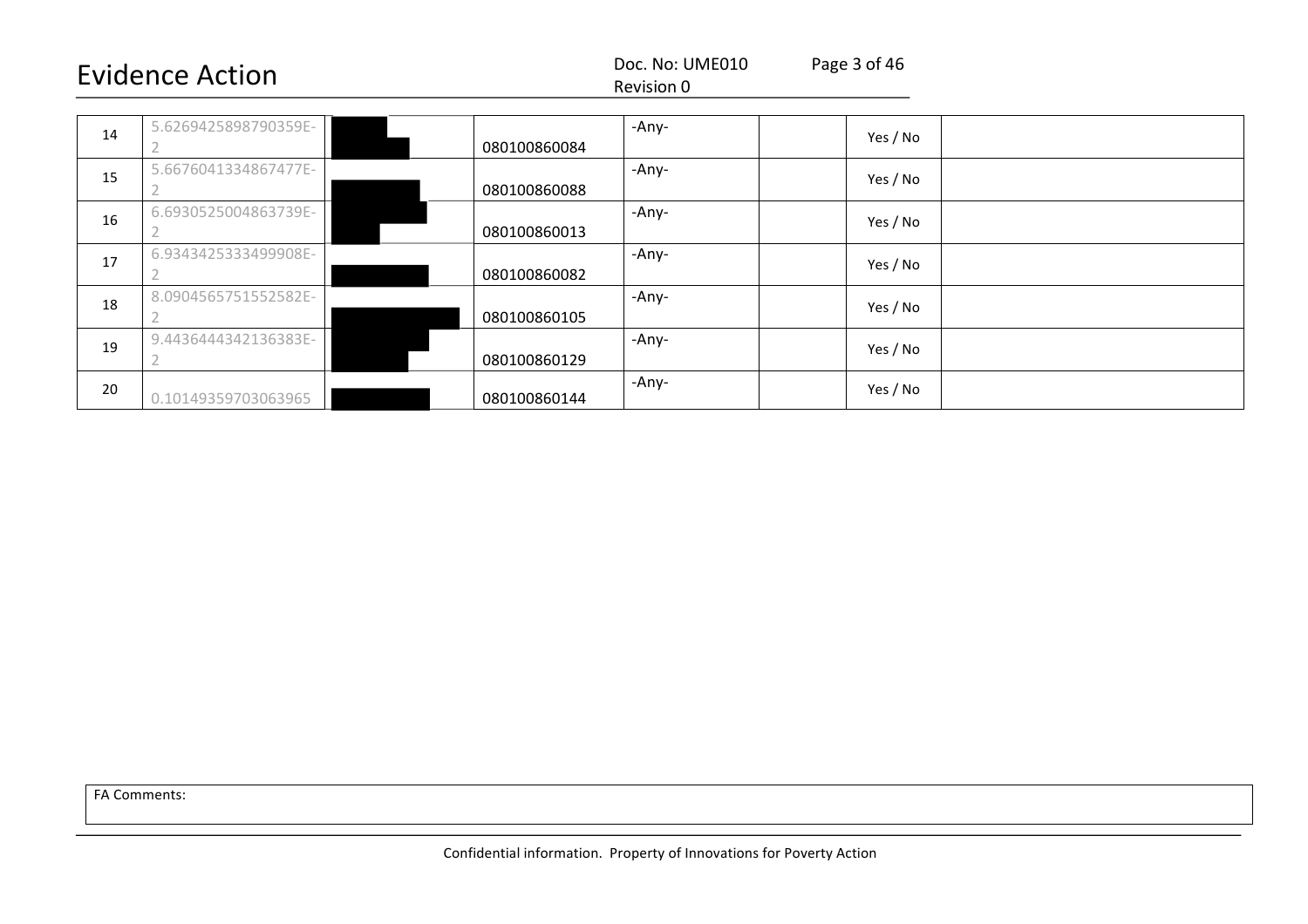| | | | | | | | |
|---|---|---|---|---|---|---|---|
| 14 | 5.6269425898790359E-2 | | 080100860084 | -Any- | | Yes / No | |
| 15 | 5.6676041334867477E-2 | | 080100860088 | -Any- | | Yes / No | |
| 16 | 6.6930525004863739E-2 | | 080100860013 | -Any- | | Yes / No | |
| 17 | 6.9343425333499908E-2 | | 080100860082 | -Any- | | Yes / No | |
| 18 | 8.0904565751552582E-2 | | 080100860105 | -Any- | | Yes / No | |
| 19 | 9.4436444342136383E-2 | | 080100860129 | -Any- | | Yes / No | |
| 20 | 0.10149359703063965 | | 080100860144 | -Any- | | Yes / No | |

FA Comments: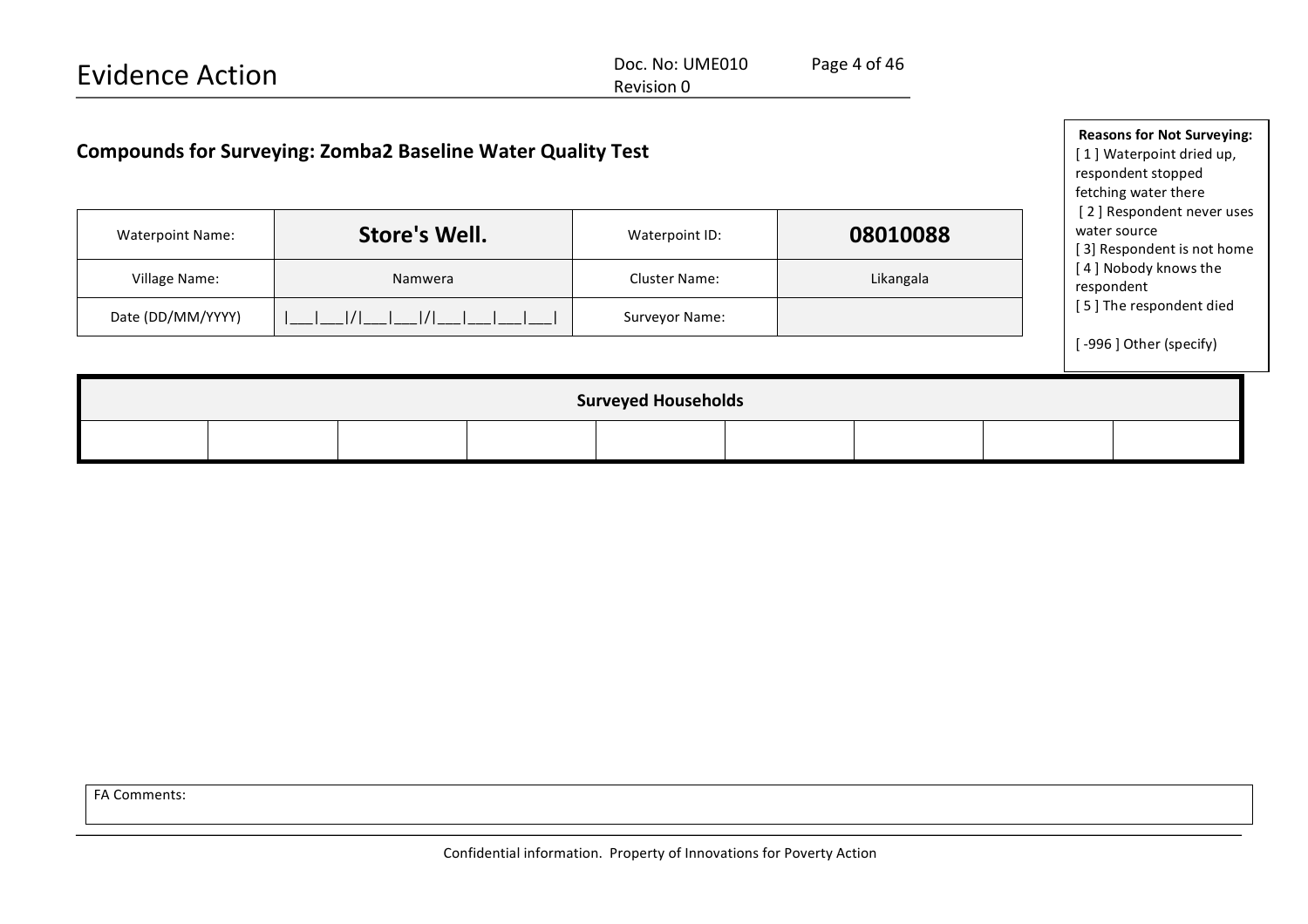## Compounds for Surveying: Zomba2 Baseline Water Quality Test

| Waterpoint Name: | **Store's Well.** | Waterpoint ID: | **08010088** |
|---|---|---|---|
| Village Name: | Namwera | Cluster Name: | Likangala |
| Date (DD/MM/YYYY) | \|___\|___\|/\|___\|___\|/\|___\|___\|___\|___\| | Surveyor Name: | |

**Reasons for Not Surveying:**
[ 1 ] Waterpoint dried up, respondent stopped fetching water there
[ 2 ] Respondent never uses water source
[ 3] Respondent is not home
[ 4 ] Nobody knows the respondent
[ 5 ] The respondent died

[ -996 ] Other (specify)

| **Surveyed Households** | | | | | | | | |
|---|---|---|---|---|---|---|---|---|
| | | | | | | | | |

FA Comments: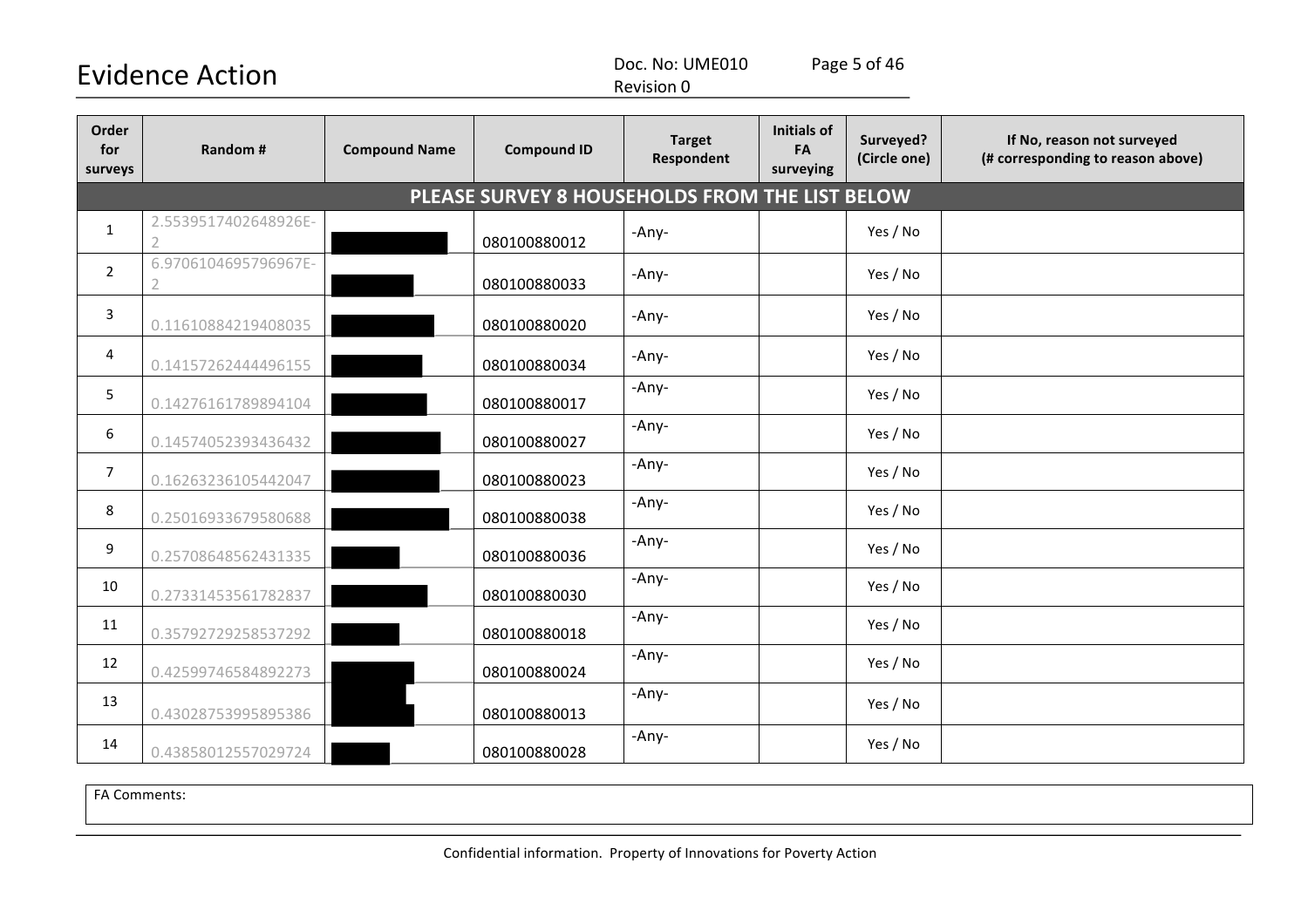| Order for surveys | Random # | Compound Name | Compound ID | Target Respondent | Initials of FA surveying | Surveyed? (Circle one) | If No, reason not surveyed (# corresponding to reason above) |
|---|---|---|---|---|---|---|---|
| **PLEASE SURVEY 8 HOUSEHOLDS FROM THE LIST BELOW** | | | | | | | |
| 1 | 2.5539517402648926E-2 | | 080100880012 | -Any- | | Yes / No | |
| 2 | 6.9706104695796967E-2 | | 080100880033 | -Any- | | Yes / No | |
| 3 | 0.11610884219408035 | | 080100880020 | -Any- | | Yes / No | |
| 4 | 0.14157262444496155 | | 080100880034 | -Any- | | Yes / No | |
| 5 | 0.14276161789894104 | | 080100880017 | -Any- | | Yes / No | |
| 6 | 0.14574052393436432 | | 080100880027 | -Any- | | Yes / No | |
| 7 | 0.16263236105442047 | | 080100880023 | -Any- | | Yes / No | |
| 8 | 0.25016933679580688 | | 080100880038 | -Any- | | Yes / No | |
| 9 | 0.25708648562431335 | | 080100880036 | -Any- | | Yes / No | |
| 10 | 0.27331453561782837 | | 080100880030 | -Any- | | Yes / No | |
| 11 | 0.35792729258537292 | | 080100880018 | -Any- | | Yes / No | |
| 12 | 0.42599746584892273 | | 080100880024 | -Any- | | Yes / No | |
| 13 | 0.43028753995895386 | | 080100880013 | -Any- | | Yes / No | |
| 14 | 0.43858012557029724 | | 080100880028 | -Any- | | Yes / No | |

FA Comments: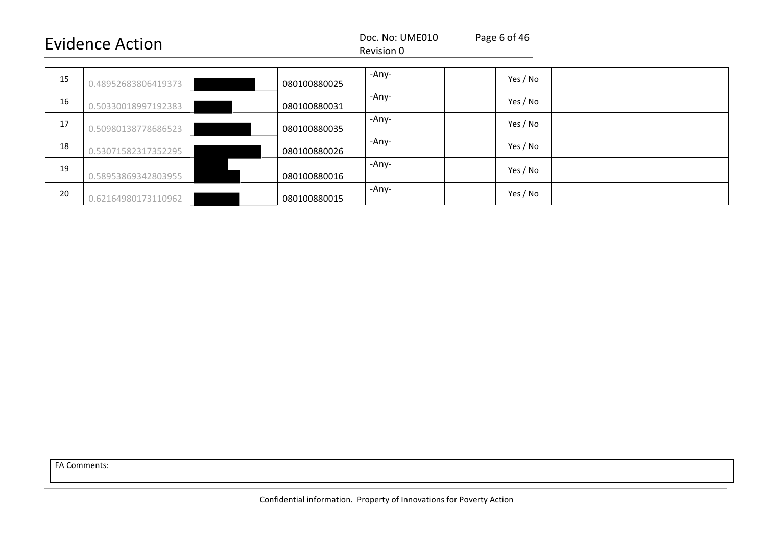| 15 | 0.48952683806419373 | | 080100880025 | -Any- | | Yes / No | |
|---|---|---|---|---|---|---|---|
| 16 | 0.50330018997192383 | | 080100880031 | -Any- | | Yes / No | |
| 17 | 0.50980138778686523 | | 080100880035 | -Any- | | Yes / No | |
| 18 | 0.53071582317352295 | | 080100880026 | -Any- | | Yes / No | |
| 19 | 0.58953869342803955 | | 080100880016 | -Any- | | Yes / No | |
| 20 | 0.62164980173110962 | | 080100880015 | -Any- | | Yes / No | |

FA Comments:

Confidential information. Property of Innovations for Poverty Action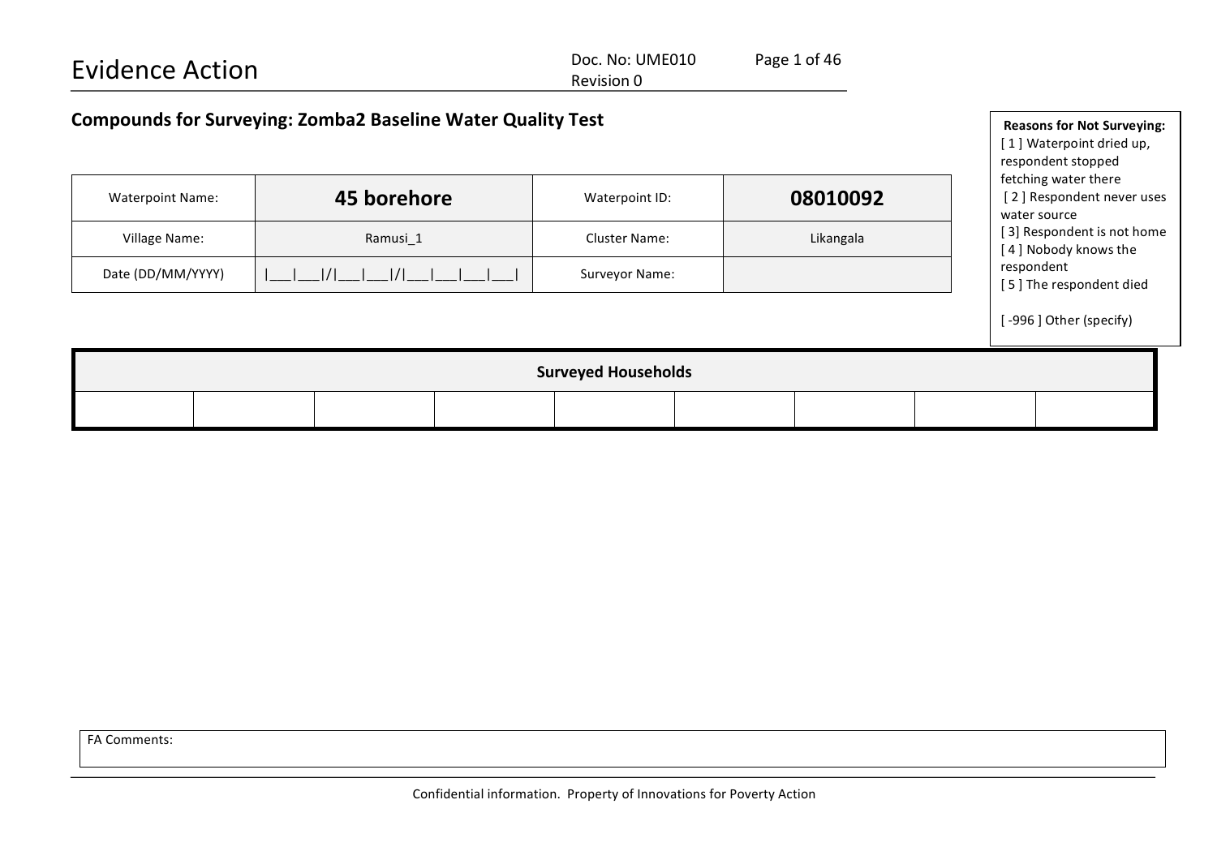# Evidence Action

Doc. No: UME010
Revision 0

## Compounds for Surveying: Zomba2 Baseline Water Quality Test

| Waterpoint Name: | **45 borehore** | Waterpoint ID: | **08010092** |
|---|---|---|---|
| Village Name: | Ramusi_1 | Cluster Name: | Likangala |
| Date (DD/MM/YYYY) | \|___\|___\|/\|___\|___\|/\|___\|___\|___\|___\| | Surveyor Name: | |

**Reasons for Not Surveying:**
[ 1 ] Waterpoint dried up, respondent stopped fetching water there
[ 2 ] Respondent never uses water source
[ 3] Respondent is not home
[ 4 ] Nobody knows the respondent
[ 5 ] The respondent died

[ -996 ] Other (specify)

| **Surveyed Households** | | | | | | | | |
|---|---|---|---|---|---|---|---|---|
| | | | | | | | | |

FA Comments:

Confidential information. Property of Innovations for Poverty Action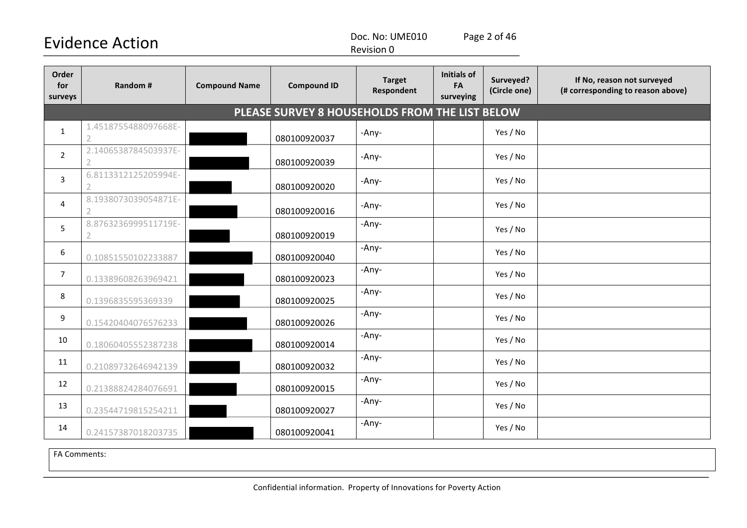| Order for surveys | Random # | Compound Name | Compound ID | Target Respondent | Initials of FA surveying | Surveyed? (Circle one) | If No, reason not surveyed (# corresponding to reason above) |
|---|---|---|---|---|---|---|---|
| **PLEASE SURVEY 8 HOUSEHOLDS FROM THE LIST BELOW** | | | | | | | |
| 1 | 1.4518755488097668E-2 | | 080100920037 | -Any- | | Yes / No | |
| 2 | 2.1406538784503937E-2 | | 080100920039 | -Any- | | Yes / No | |
| 3 | 6.8113312125205994E-2 | | 080100920020 | -Any- | | Yes / No | |
| 4 | 8.1938073039054871E-2 | | 080100920016 | -Any- | | Yes / No | |
| 5 | 8.8763236999511719E-2 | | 080100920019 | -Any- | | Yes / No | |
| 6 | 0.10851550102233887 | | 080100920040 | -Any- | | Yes / No | |
| 7 | 0.13389608263969421 | | 080100920023 | -Any- | | Yes / No | |
| 8 | 0.1396835595369339 | | 080100920025 | -Any- | | Yes / No | |
| 9 | 0.15420404076576233 | | 080100920026 | -Any- | | Yes / No | |
| 10 | 0.18060405552387238 | | 080100920014 | -Any- | | Yes / No | |
| 11 | 0.21089732646942139 | | 080100920032 | -Any- | | Yes / No | |
| 12 | 0.21388824284076691 | | 080100920015 | -Any- | | Yes / No | |
| 13 | 0.23544719815254211 | | 080100920027 | -Any- | | Yes / No | |
| 14 | 0.24157387018203735 | | 080100920041 | -Any- | | Yes / No | |

FA Comments: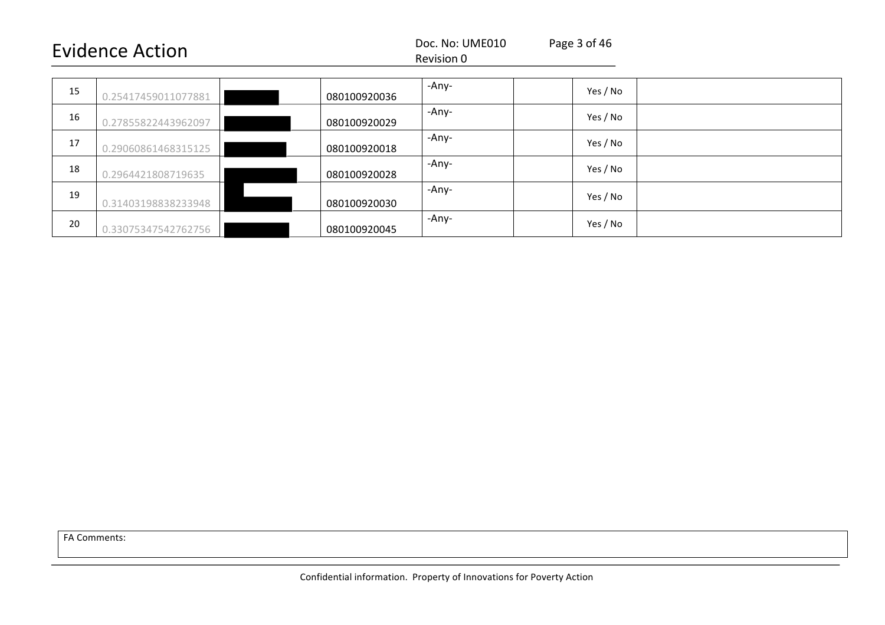| 15 | 0.25417459011077881 | | 080100920036 | -Any- | | Yes / No | |
|---|---|---|---|---|---|---|---|
| 16 | 0.27855822443962097 | | 080100920029 | -Any- | | Yes / No | |
| 17 | 0.29060861468315125 | | 080100920018 | -Any- | | Yes / No | |
| 18 | 0.2964421808719635 | | 080100920028 | -Any- | | Yes / No | |
| 19 | 0.31403198838233948 | | 080100920030 | -Any- | | Yes / No | |
| 20 | 0.33075347542762756 | | 080100920045 | -Any- | | Yes / No | |

FA Comments:

Confidential information. Property of Innovations for Poverty Action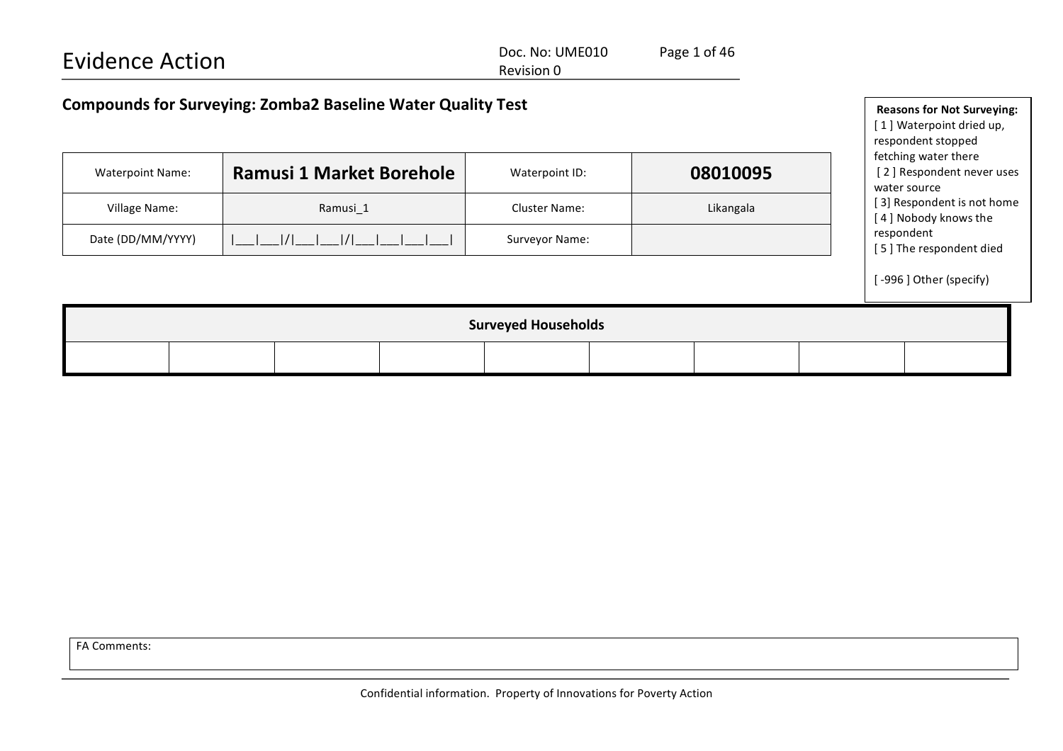Evidence Action

Doc. No: UME010
Revision 0

## Compounds for Surveying: Zomba2 Baseline Water Quality Test

| Waterpoint Name: | **Ramusi 1 Market Borehole** | Waterpoint ID: | **08010095** |
|---|---|---|---|
| Village Name: | Ramusi_1 | Cluster Name: | Likangala |
| Date (DD/MM/YYYY) | \|___\|___\|/\|___\|___\|/\|___\|___\|___\|___\| | Surveyor Name: | |

**Reasons for Not Surveying:**
[ 1 ] Waterpoint dried up, respondent stopped fetching water there
[ 2 ] Respondent never uses water source
[ 3] Respondent is not home
[ 4 ] Nobody knows the respondent
[ 5 ] The respondent died

[ -996 ] Other (specify)

| **Surveyed Households** | | | | | | | | |
|---|---|---|---|---|---|---|---|---|
| | | | | | | | | |

FA Comments:

Confidential information. Property of Innovations for Poverty Action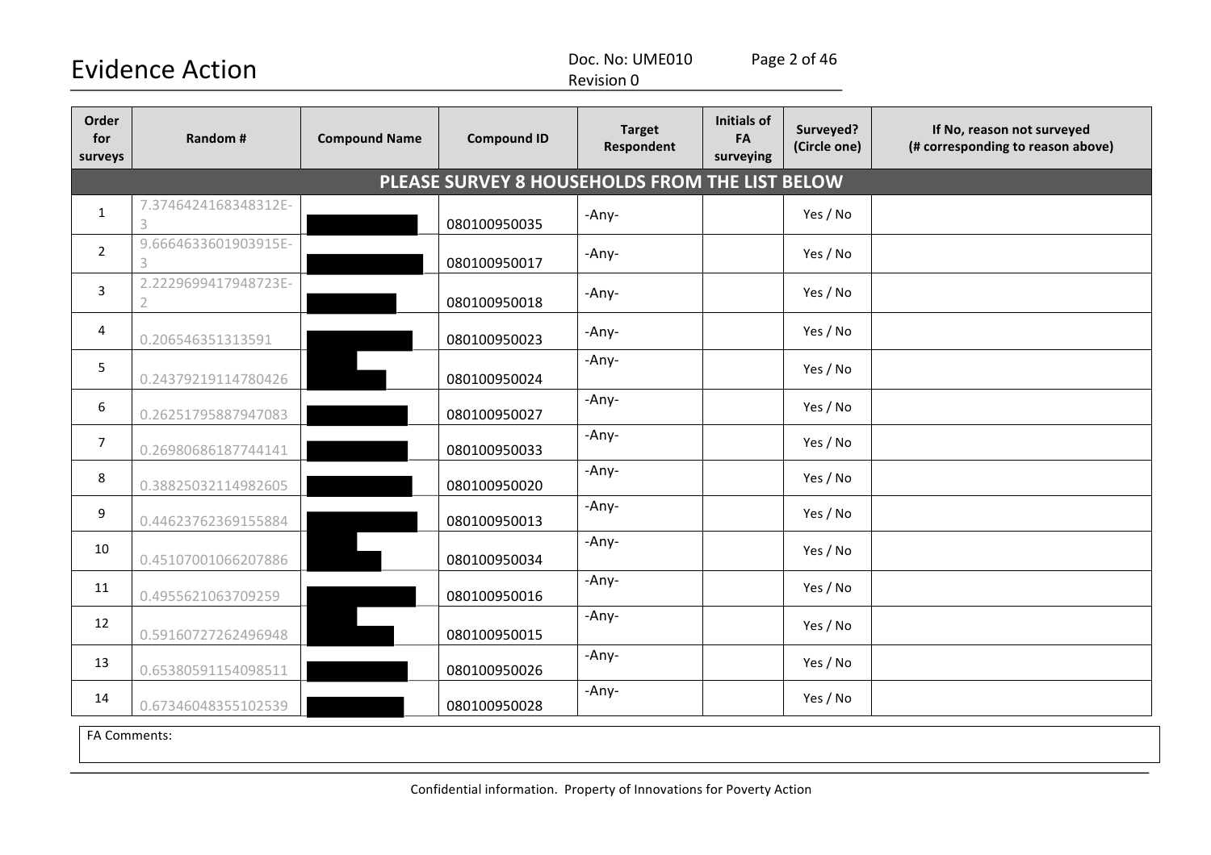| Order for surveys | Random # | Compound Name | Compound ID | Target Respondent | Initials of FA surveying | Surveyed? (Circle one) | If No, reason not surveyed (# corresponding to reason above) |
|---|---|---|---|---|---|---|---|
| **PLEASE SURVEY 8 HOUSEHOLDS FROM THE LIST BELOW** | | | | | | | |
| 1 | 7.3746424168348312E-3 | | 080100950035 | -Any- | | Yes / No | |
| 2 | 9.6664633601903915E-3 | | 080100950017 | -Any- | | Yes / No | |
| 3 | 2.2229699417948723E-2 | | 080100950018 | -Any- | | Yes / No | |
| 4 | 0.206546351313591 | | 080100950023 | -Any- | | Yes / No | |
| 5 | 0.24379219114780426 | | 080100950024 | -Any- | | Yes / No | |
| 6 | 0.26251795887947083 | | 080100950027 | -Any- | | Yes / No | |
| 7 | 0.26980686187744141 | | 080100950033 | -Any- | | Yes / No | |
| 8 | 0.38825032114982605 | | 080100950020 | -Any- | | Yes / No | |
| 9 | 0.44623762369155884 | | 080100950013 | -Any- | | Yes / No | |
| 10 | 0.45107001066207886 | | 080100950034 | -Any- | | Yes / No | |
| 11 | 0.4955621063709259 | | 080100950016 | -Any- | | Yes / No | |
| 12 | 0.59160727262496948 | | 080100950015 | -Any- | | Yes / No | |
| 13 | 0.65380591154098511 | | 080100950026 | -Any- | | Yes / No | |
| 14 | 0.67346048355102539 | | 080100950028 | -Any- | | Yes / No | |

FA Comments:

Confidential information. Property of Innovations for Poverty Action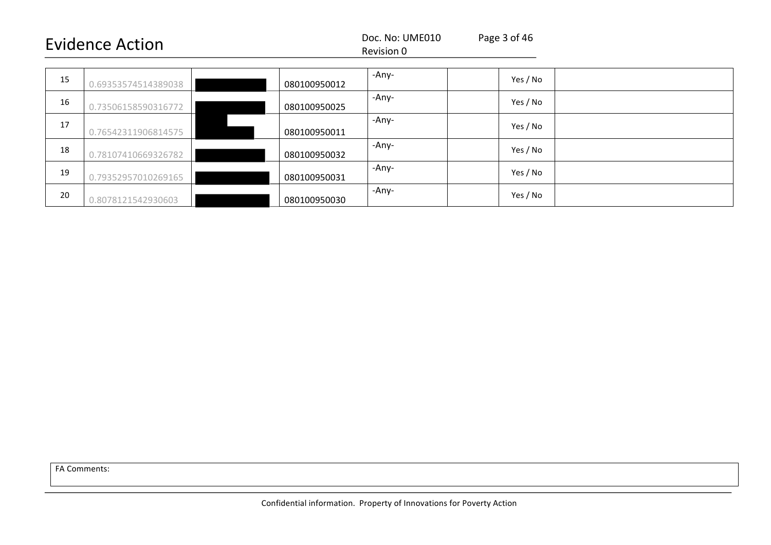| 15 | 0.69353574514389038 | | 080100950012 | -Any- | | Yes / No | |
|---|---|---|---|---|---|---|---|
| 16 | 0.73506158590316772 | | 080100950025 | -Any- | | Yes / No | |
| 17 | 0.76542311906814575 | | 080100950011 | -Any- | | Yes / No | |
| 18 | 0.78107410669326782 | | 080100950032 | -Any- | | Yes / No | |
| 19 | 0.79352957010269165 | | 080100950031 | -Any- | | Yes / No | |
| 20 | 0.8078121542930603 | | 080100950030 | -Any- | | Yes / No | |

FA Comments: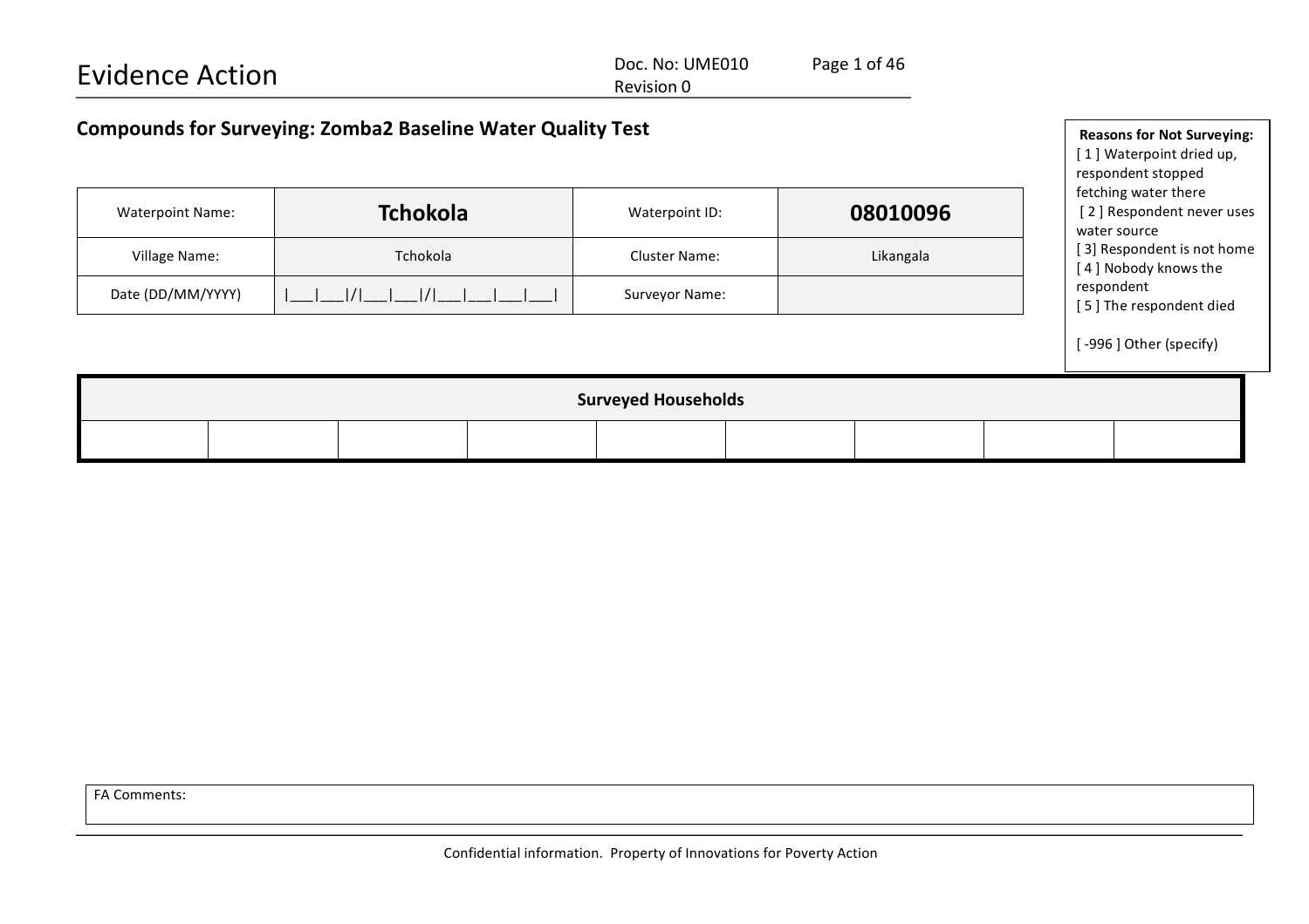## Compounds for Surveying: Zomba2 Baseline Water Quality Test

| Waterpoint Name: | **Tchokola** | Waterpoint ID: | **08010096** |
|---|---|---|---|
| Village Name: | Tchokola | Cluster Name: | Likangala |
| Date (DD/MM/YYYY) | \|___\|___\|/\|___\|___\|/\|___\|___\|___\|___\| | Surveyor Name: | |

**Reasons for Not Surveying:**
[ 1 ] Waterpoint dried up, respondent stopped fetching water there
[ 2 ] Respondent never uses water source
[ 3] Respondent is not home
[ 4 ] Nobody knows the respondent
[ 5 ] The respondent died

[ -996 ] Other (specify)

| Surveyed Households | | | | | | | | |
|---|---|---|---|---|---|---|---|---|
| | | | | | | | | |

FA Comments:

Confidential information. Property of Innovations for Poverty Action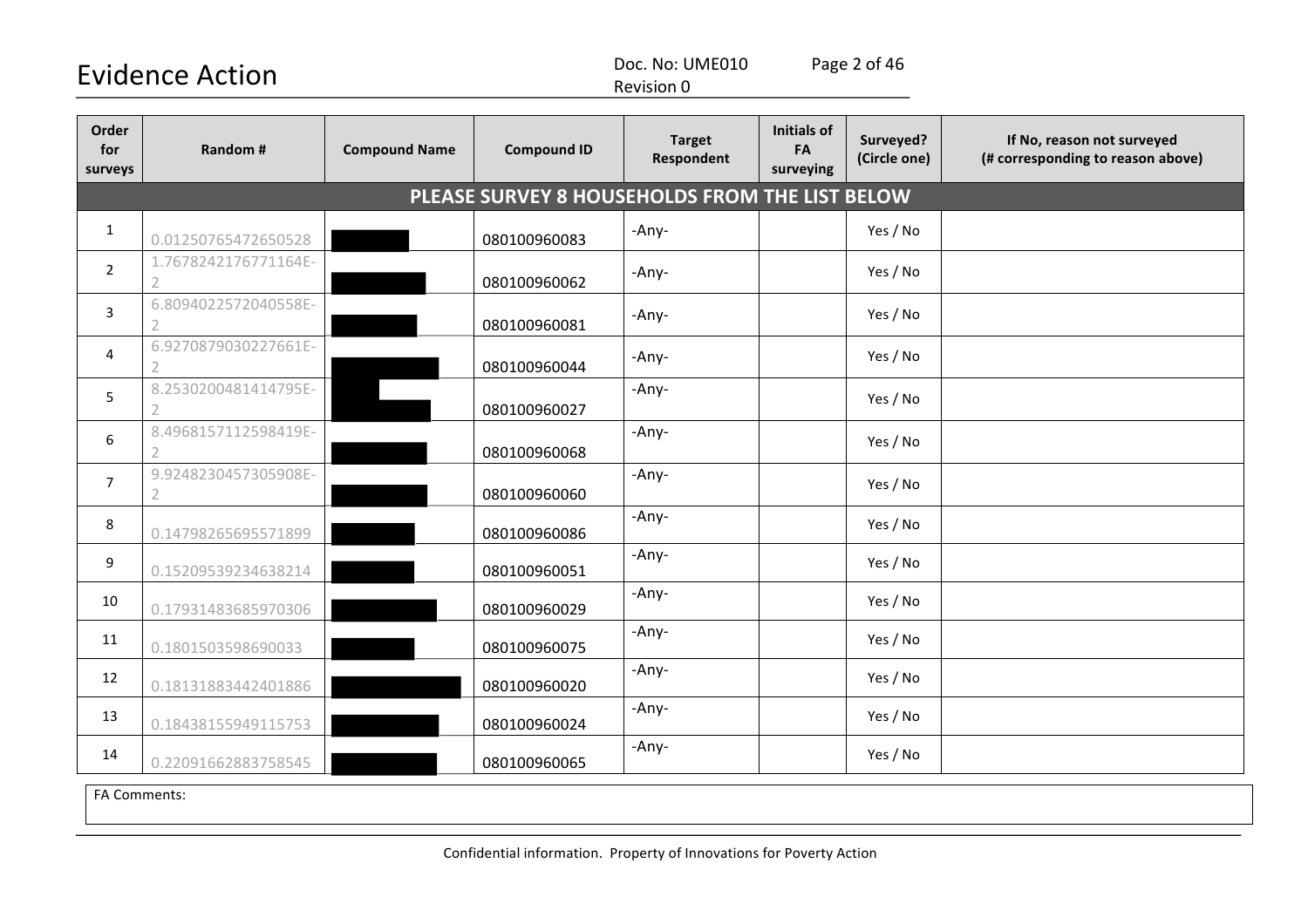| Order for surveys | Random # | Compound Name | Compound ID | Target Respondent | Initials of FA surveying | Surveyed? (Circle one) | If No, reason not surveyed (# corresponding to reason above) |
|---|---|---|---|---|---|---|---|
| **PLEASE SURVEY 8 HOUSEHOLDS FROM THE LIST BELOW** | | | | | | | |
| 1 | 0.01250765472650528 | | 080100960083 | -Any- | | Yes / No | |
| 2 | 1.7678242176771164E-2 | | 080100960062 | -Any- | | Yes / No | |
| 3 | 6.8094022572040558E-2 | | 080100960081 | -Any- | | Yes / No | |
| 4 | 6.9270879030227661E-2 | | 080100960044 | -Any- | | Yes / No | |
| 5 | 8.2530200481414795E-2 | | 080100960027 | -Any- | | Yes / No | |
| 6 | 8.4968157112598419E-2 | | 080100960068 | -Any- | | Yes / No | |
| 7 | 9.9248230457305908E-2 | | 080100960060 | -Any- | | Yes / No | |
| 8 | 0.14798265695571899 | | 080100960086 | -Any- | | Yes / No | |
| 9 | 0.15209539234638214 | | 080100960051 | -Any- | | Yes / No | |
| 10 | 0.17931483685970306 | | 080100960029 | -Any- | | Yes / No | |
| 11 | 0.1801503598690033 | | 080100960075 | -Any- | | Yes / No | |
| 12 | 0.18131883442401886 | | 080100960020 | -Any- | | Yes / No | |
| 13 | 0.18438155949115753 | | 080100960024 | -Any- | | Yes / No | |
| 14 | 0.22091662883758545 | | 080100960065 | -Any- | | Yes / No | |

FA Comments: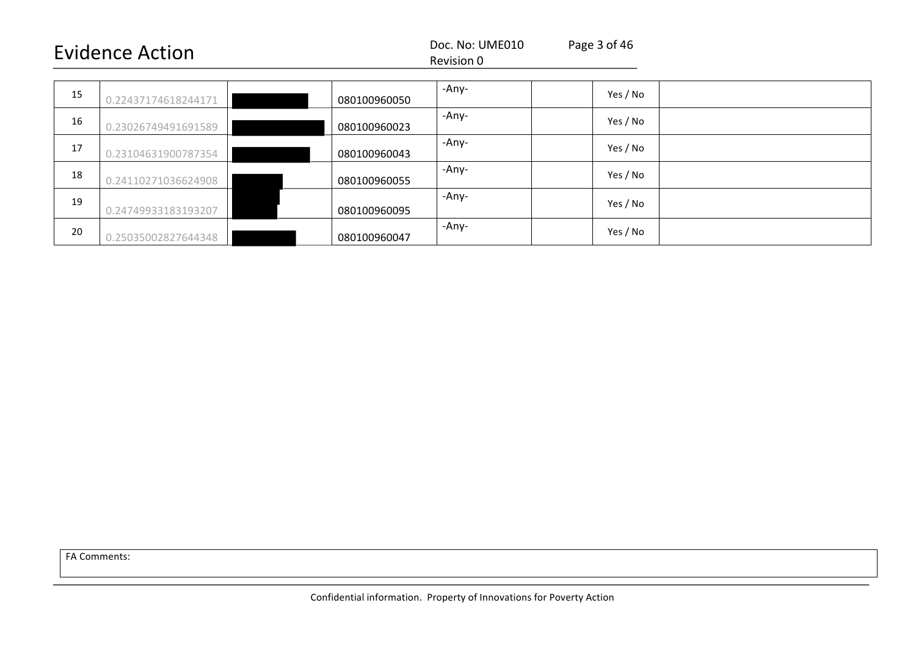| 15 | 0.22437174618244171 | | 080100960050 | -Any- | | Yes / No | |
|---|---|---|---|---|---|---|---|
| 16 | 0.23026749491691589 | | 080100960023 | -Any- | | Yes / No | |
| 17 | 0.23104631900787354 | | 080100960043 | -Any- | | Yes / No | |
| 18 | 0.24110271036624908 | | 080100960055 | -Any- | | Yes / No | |
| 19 | 0.24749933183193207 | | 080100960095 | -Any- | | Yes / No | |
| 20 | 0.25035002827644348 | | 080100960047 | -Any- | | Yes / No | |

FA Comments: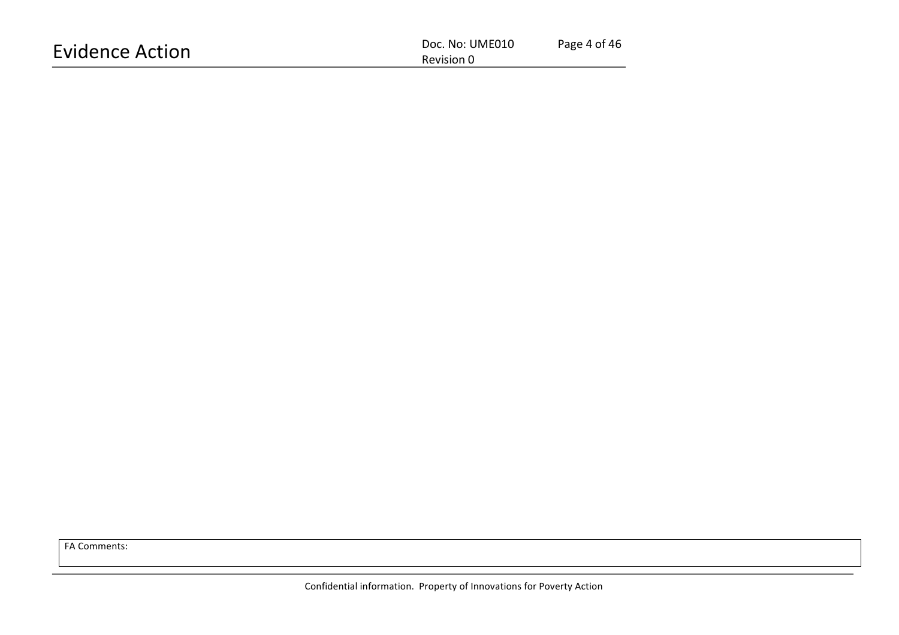FA Comments: